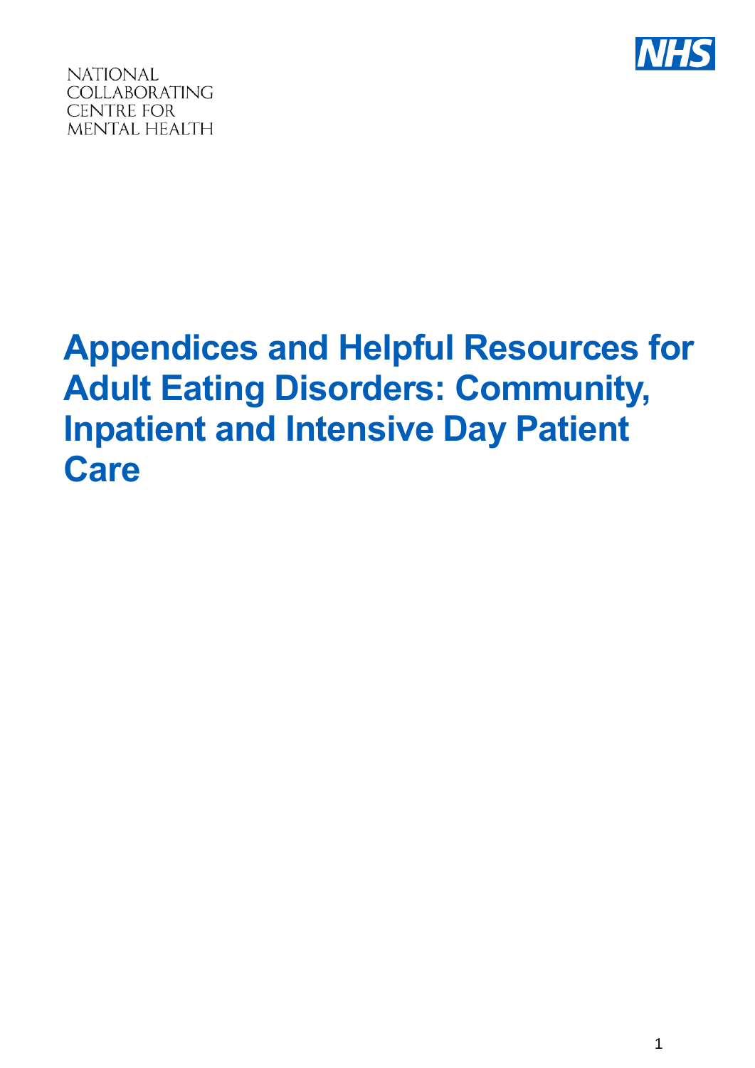NATIONAL
COLLABORATING
CENTRE FOR
MENTAL HEALTH

NHS

# Appendices and Helpful Resources for Adult Eating Disorders: Community, Inpatient and Intensive Day Patient Care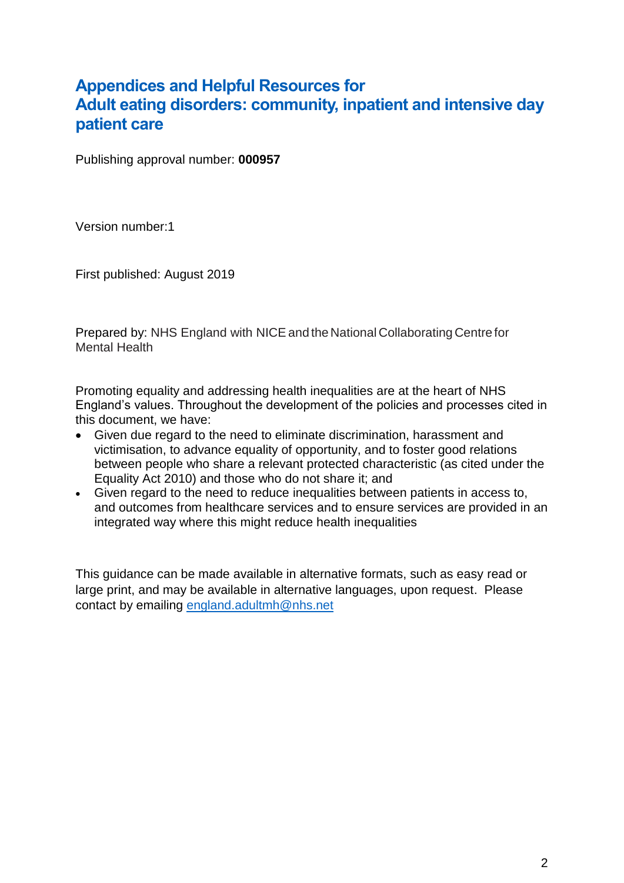# Appendices and Helpful Resources for Adult eating disorders: community, inpatient and intensive day patient care

Publishing approval number: **000957**

Version number:1

First published: August 2019

Prepared by: NHS England with NICE and the National Collaborating Centre for Mental Health

Promoting equality and addressing health inequalities are at the heart of NHS England's values. Throughout the development of the policies and processes cited in this document, we have:

- Given due regard to the need to eliminate discrimination, harassment and victimisation, to advance equality of opportunity, and to foster good relations between people who share a relevant protected characteristic (as cited under the Equality Act 2010) and those who do not share it; and
- Given regard to the need to reduce inequalities between patients in access to, and outcomes from healthcare services and to ensure services are provided in an integrated way where this might reduce health inequalities

This guidance can be made available in alternative formats, such as easy read or large print, and may be available in alternative languages, upon request. Please contact by emailing england.adultmh@nhs.net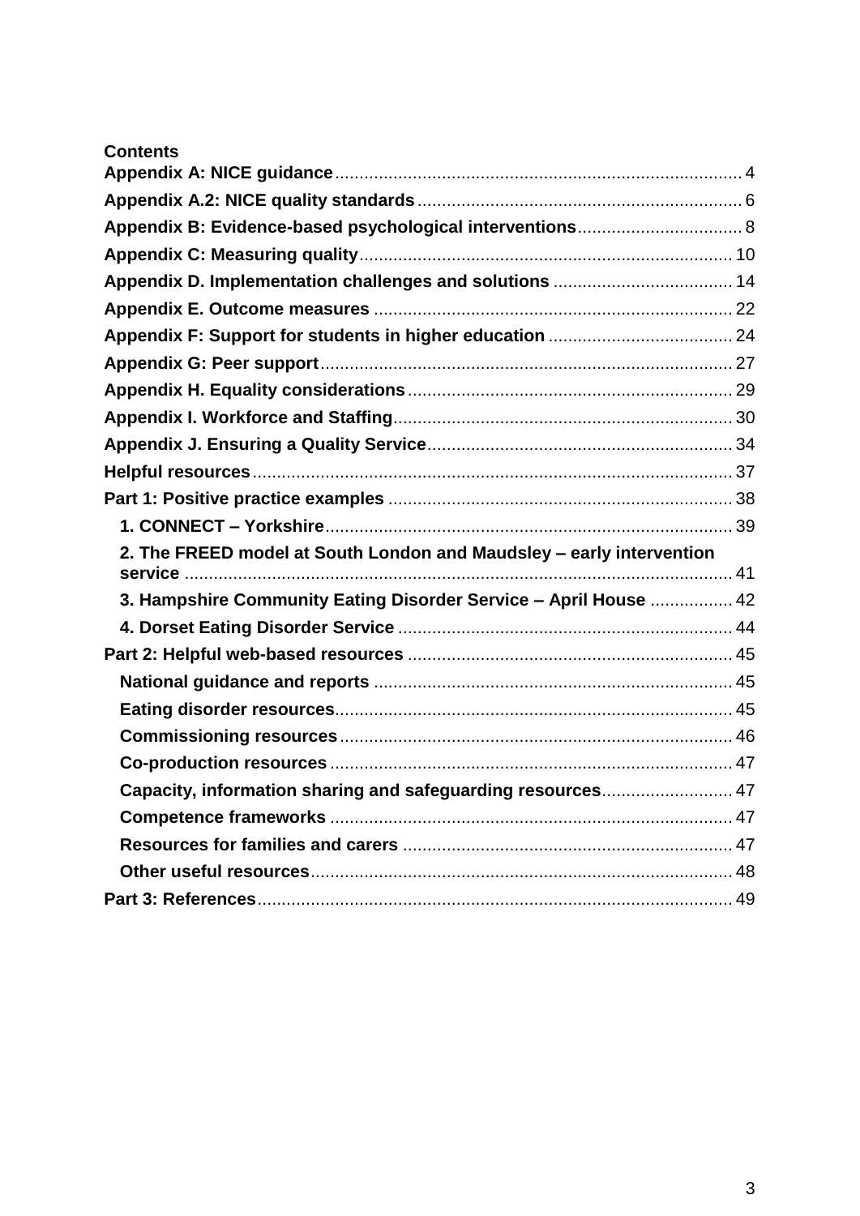**Contents**

**Appendix A: NICE guidance** .......... 4
**Appendix A.2: NICE quality standards** .......... 6
**Appendix B: Evidence-based psychological interventions** .......... 8
**Appendix C: Measuring quality** .......... 10
**Appendix D. Implementation challenges and solutions** .......... 14
**Appendix E. Outcome measures** .......... 22
**Appendix F: Support for students in higher education** .......... 24
**Appendix G: Peer support** .......... 27
**Appendix H. Equality considerations** .......... 29
**Appendix I. Workforce and Staffing** .......... 30
**Appendix J. Ensuring a Quality Service** .......... 34
**Helpful resources** .......... 37
**Part 1: Positive practice examples** .......... 38
- **1. CONNECT – Yorkshire** .......... 39
- **2. The FREED model at South London and Maudsley – early intervention service** .......... 41
- **3. Hampshire Community Eating Disorder Service – April House** .......... 42
- **4. Dorset Eating Disorder Service** .......... 44

**Part 2: Helpful web-based resources** .......... 45
- **National guidance and reports** .......... 45
- **Eating disorder resources** .......... 45
- **Commissioning resources** .......... 46
- **Co-production resources** .......... 47
- **Capacity, information sharing and safeguarding resources** .......... 47
- **Competence frameworks** .......... 47
- **Resources for families and carers** .......... 47
- **Other useful resources** .......... 48

**Part 3: References** .......... 49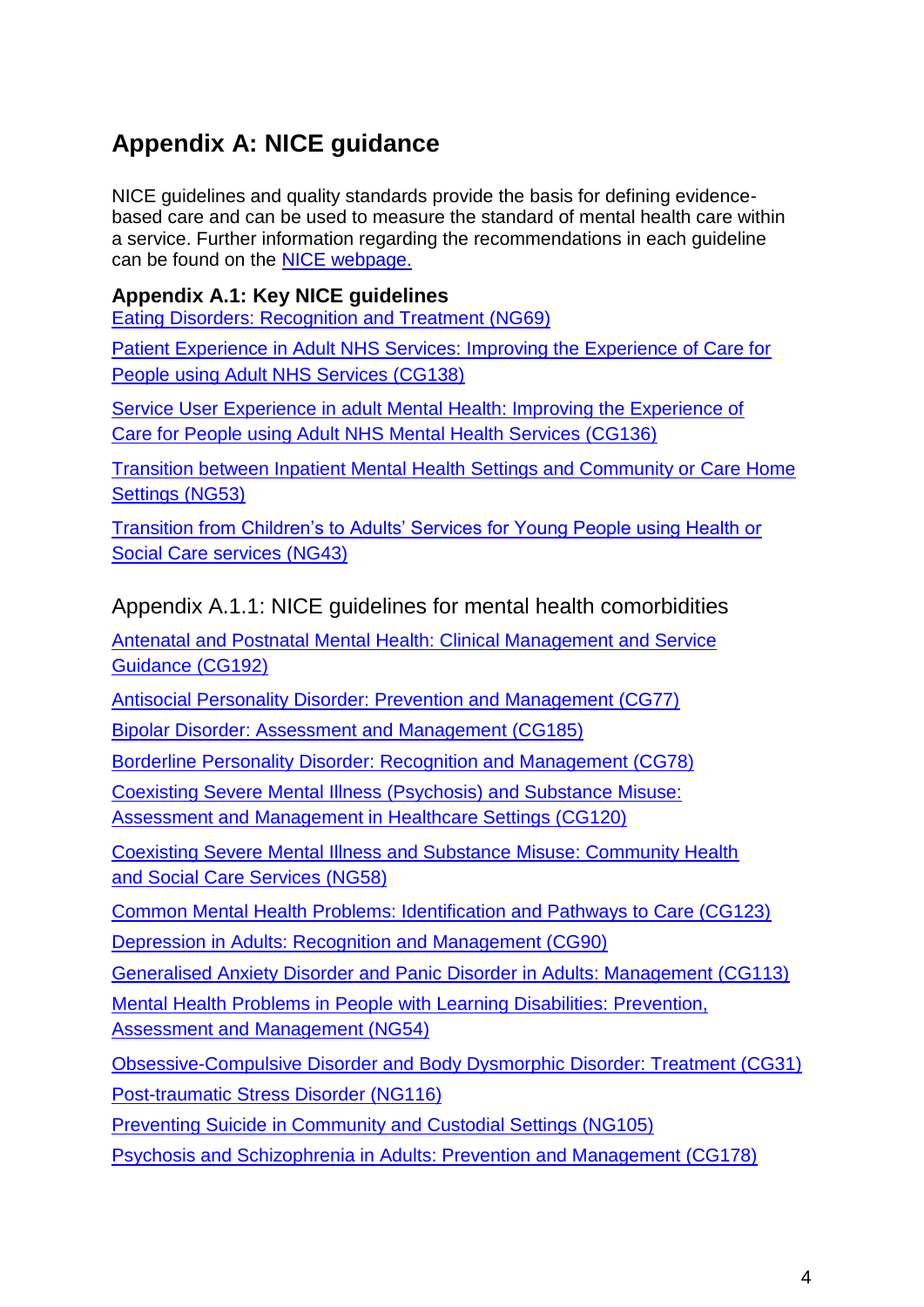## Appendix A: NICE guidance

NICE guidelines and quality standards provide the basis for defining evidence-based care and can be used to measure the standard of mental health care within a service. Further information regarding the recommendations in each guideline can be found on the NICE webpage.

### Appendix A.1: Key NICE guidelines

Eating Disorders: Recognition and Treatment (NG69)

Patient Experience in Adult NHS Services: Improving the Experience of Care for People using Adult NHS Services (CG138)

Service User Experience in adult Mental Health: Improving the Experience of Care for People using Adult NHS Mental Health Services (CG136)

Transition between Inpatient Mental Health Settings and Community or Care Home Settings (NG53)

Transition from Children's to Adults' Services for Young People using Health or Social Care services (NG43)

#### Appendix A.1.1: NICE guidelines for mental health comorbidities

Antenatal and Postnatal Mental Health: Clinical Management and Service Guidance (CG192)

Antisocial Personality Disorder: Prevention and Management (CG77)

Bipolar Disorder: Assessment and Management (CG185)

Borderline Personality Disorder: Recognition and Management (CG78)

Coexisting Severe Mental Illness (Psychosis) and Substance Misuse: Assessment and Management in Healthcare Settings (CG120)

Coexisting Severe Mental Illness and Substance Misuse: Community Health and Social Care Services (NG58)

Common Mental Health Problems: Identification and Pathways to Care (CG123)

Depression in Adults: Recognition and Management (CG90)

Generalised Anxiety Disorder and Panic Disorder in Adults: Management (CG113)

Mental Health Problems in People with Learning Disabilities: Prevention, Assessment and Management (NG54)

Obsessive-Compulsive Disorder and Body Dysmorphic Disorder: Treatment (CG31)

Post-traumatic Stress Disorder (NG116)

Preventing Suicide in Community and Custodial Settings (NG105)

Psychosis and Schizophrenia in Adults: Prevention and Management (CG178)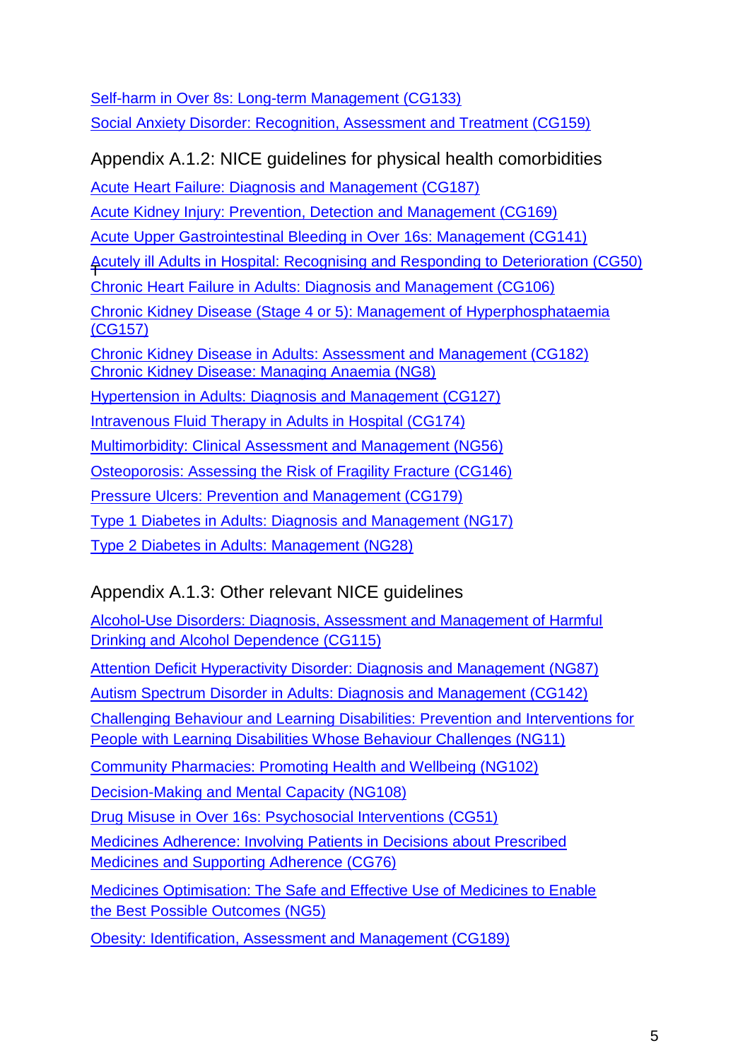Self-harm in Over 8s: Long-term Management (CG133)

Social Anxiety Disorder: Recognition, Assessment and Treatment (CG159)

### Appendix A.1.2: NICE guidelines for physical health comorbidities

Acute Heart Failure: Diagnosis and Management (CG187)

Acute Kidney Injury: Prevention, Detection and Management (CG169)

Acute Upper Gastrointestinal Bleeding in Over 16s: Management (CG141)

Acutely ill Adults in Hospital: Recognising and Responding to Deterioration (CG50)

Chronic Heart Failure in Adults: Diagnosis and Management (CG106)

Chronic Kidney Disease (Stage 4 or 5): Management of Hyperphosphataemia (CG157)

Chronic Kidney Disease in Adults: Assessment and Management (CG182)

Chronic Kidney Disease: Managing Anaemia (NG8)

Hypertension in Adults: Diagnosis and Management (CG127)

Intravenous Fluid Therapy in Adults in Hospital (CG174)

Multimorbidity: Clinical Assessment and Management (NG56)

Osteoporosis: Assessing the Risk of Fragility Fracture (CG146)

Pressure Ulcers: Prevention and Management (CG179)

Type 1 Diabetes in Adults: Diagnosis and Management (NG17)

Type 2 Diabetes in Adults: Management (NG28)

### Appendix A.1.3: Other relevant NICE guidelines

Alcohol-Use Disorders: Diagnosis, Assessment and Management of Harmful Drinking and Alcohol Dependence (CG115)

Attention Deficit Hyperactivity Disorder: Diagnosis and Management (NG87)

Autism Spectrum Disorder in Adults: Diagnosis and Management (CG142)

Challenging Behaviour and Learning Disabilities: Prevention and Interventions for People with Learning Disabilities Whose Behaviour Challenges (NG11)

Community Pharmacies: Promoting Health and Wellbeing (NG102)

Decision-Making and Mental Capacity (NG108)

Drug Misuse in Over 16s: Psychosocial Interventions (CG51)

Medicines Adherence: Involving Patients in Decisions about Prescribed Medicines and Supporting Adherence (CG76)

Medicines Optimisation: The Safe and Effective Use of Medicines to Enable the Best Possible Outcomes (NG5)

Obesity: Identification, Assessment and Management (CG189)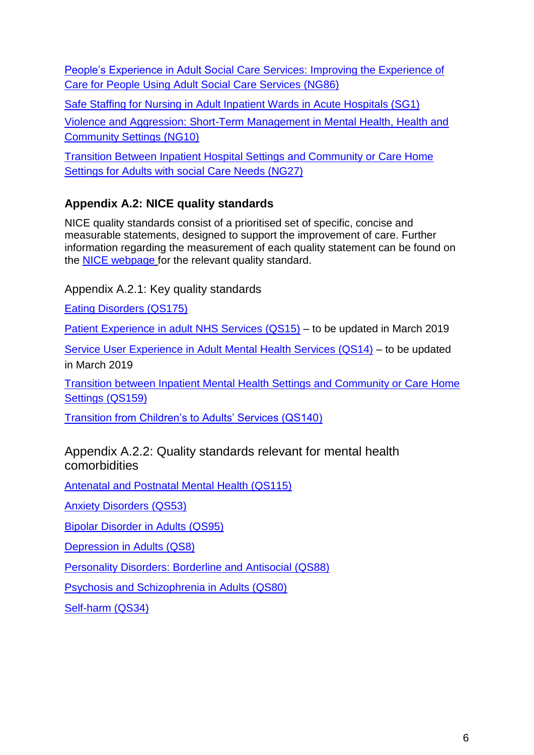People's Experience in Adult Social Care Services: Improving the Experience of Care for People Using Adult Social Care Services (NG86)

Safe Staffing for Nursing in Adult Inpatient Wards in Acute Hospitals (SG1)

Violence and Aggression: Short-Term Management in Mental Health, Health and Community Settings (NG10)

Transition Between Inpatient Hospital Settings and Community or Care Home Settings for Adults with social Care Needs (NG27)

### Appendix A.2: NICE quality standards

NICE quality standards consist of a prioritised set of specific, concise and measurable statements, designed to support the improvement of care. Further information regarding the measurement of each quality statement can be found on the NICE webpage for the relevant quality standard.

#### Appendix A.2.1: Key quality standards

Eating Disorders (QS175)

Patient Experience in adult NHS Services (QS15) – to be updated in March 2019

Service User Experience in Adult Mental Health Services (QS14) – to be updated in March 2019

Transition between Inpatient Mental Health Settings and Community or Care Home Settings (QS159)

Transition from Children's to Adults' Services (QS140)

#### Appendix A.2.2: Quality standards relevant for mental health comorbidities

Antenatal and Postnatal Mental Health (QS115)

Anxiety Disorders (QS53)

Bipolar Disorder in Adults (QS95)

Depression in Adults (QS8)

Personality Disorders: Borderline and Antisocial (QS88)

Psychosis and Schizophrenia in Adults (QS80)

Self-harm (QS34)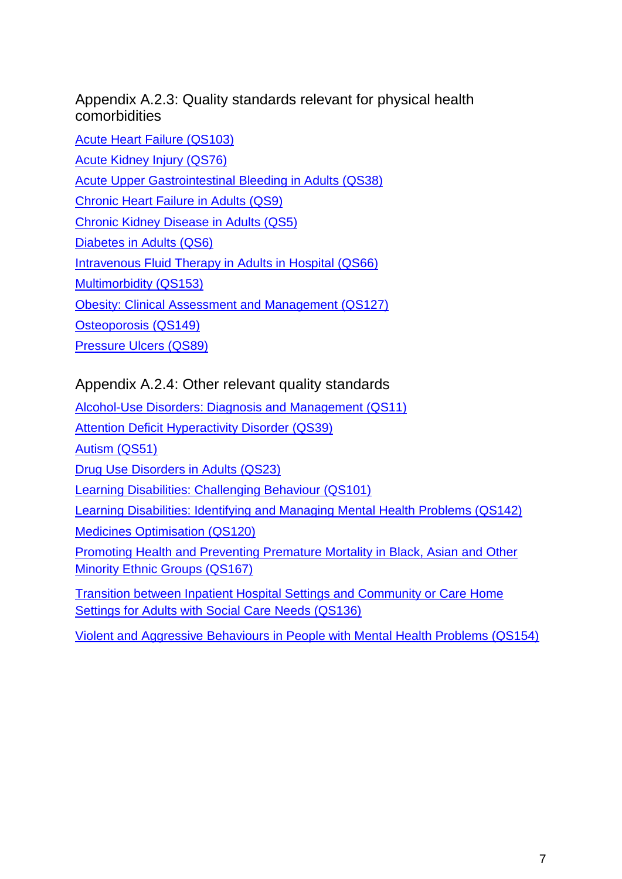## Appendix A.2.3: Quality standards relevant for physical health comorbidities

Acute Heart Failure (QS103)

Acute Kidney Injury (QS76)

Acute Upper Gastrointestinal Bleeding in Adults (QS38)

Chronic Heart Failure in Adults (QS9)

Chronic Kidney Disease in Adults (QS5)

Diabetes in Adults (QS6)

Intravenous Fluid Therapy in Adults in Hospital (QS66)

Multimorbidity (QS153)

Obesity: Clinical Assessment and Management (QS127)

Osteoporosis (QS149)

Pressure Ulcers (QS89)

## Appendix A.2.4: Other relevant quality standards

Alcohol-Use Disorders: Diagnosis and Management (QS11)

Attention Deficit Hyperactivity Disorder (QS39)

Autism (QS51)

Drug Use Disorders in Adults (QS23)

Learning Disabilities: Challenging Behaviour (QS101)

Learning Disabilities: Identifying and Managing Mental Health Problems (QS142)

Medicines Optimisation (QS120)

Promoting Health and Preventing Premature Mortality in Black, Asian and Other Minority Ethnic Groups (QS167)

Transition between Inpatient Hospital Settings and Community or Care Home Settings for Adults with Social Care Needs (QS136)

Violent and Aggressive Behaviours in People with Mental Health Problems (QS154)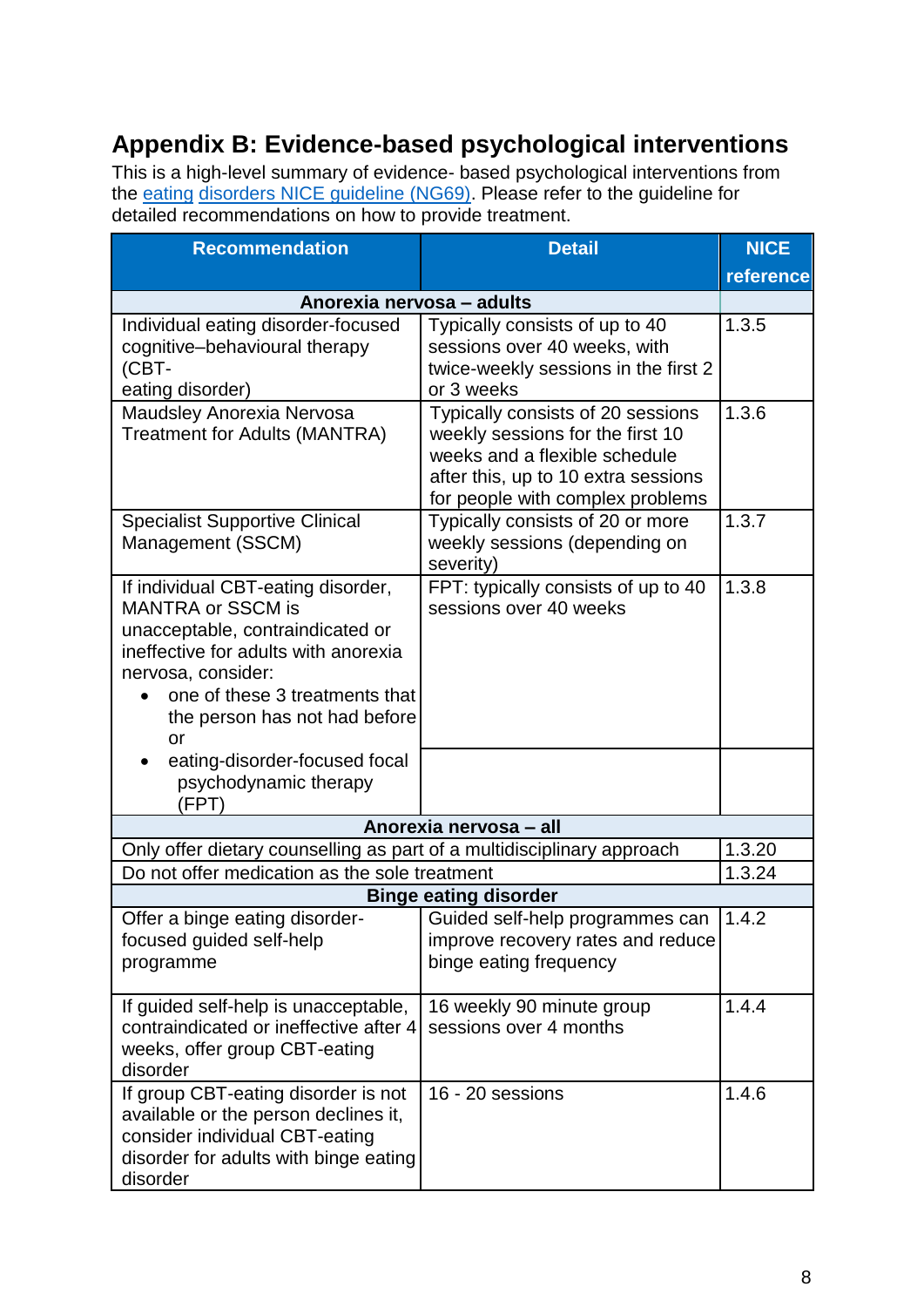# Appendix B: Evidence-based psychological interventions

This is a high-level summary of evidence- based psychological interventions from the [eating disorders NICE guideline (NG69)](). Please refer to the guideline for detailed recommendations on how to provide treatment.

| Recommendation | Detail | NICE reference |
|---|---|---|
| **Anorexia nervosa – adults** | | |
| Individual eating disorder-focused cognitive–behavioural therapy (CBT-eating disorder) | Typically consists of up to 40 sessions over 40 weeks, with twice-weekly sessions in the first 2 or 3 weeks | 1.3.5 |
| Maudsley Anorexia Nervosa Treatment for Adults (MANTRA) | Typically consists of 20 sessions weekly sessions for the first 10 weeks and a flexible schedule after this, up to 10 extra sessions for people with complex problems | 1.3.6 |
| Specialist Supportive Clinical Management (SSCM) | Typically consists of 20 or more weekly sessions (depending on severity) | 1.3.7 |
| If individual CBT-eating disorder, MANTRA or SSCM is unacceptable, contraindicated or ineffective for adults with anorexia nervosa, consider: <br>• one of these 3 treatments that the person has not had before or <br>• eating-disorder-focused focal psychodynamic therapy (FPT) | FPT: typically consists of up to 40 sessions over 40 weeks | 1.3.8 |
| **Anorexia nervosa – all** | | |
| Only offer dietary counselling as part of a multidisciplinary approach | | 1.3.20 |
| Do not offer medication as the sole treatment | | 1.3.24 |
| **Binge eating disorder** | | |
| Offer a binge eating disorder-focused guided self-help programme | Guided self-help programmes can improve recovery rates and reduce binge eating frequency | 1.4.2 |
| If guided self-help is unacceptable, contraindicated or ineffective after 4 weeks, offer group CBT-eating disorder | 16 weekly 90 minute group sessions over 4 months | 1.4.4 |
| If group CBT-eating disorder is not available or the person declines it, consider individual CBT-eating disorder for adults with binge eating disorder | 16 - 20 sessions | 1.4.6 |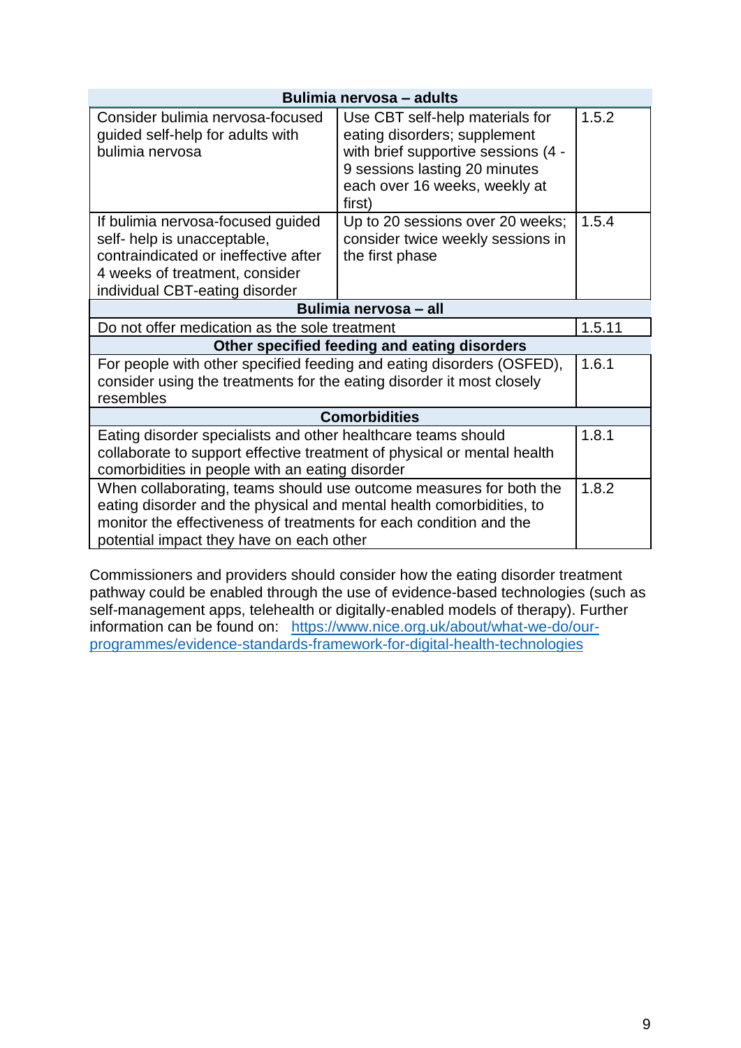| Bulimia nervosa – adults | | |
|---|---|---|
| Consider bulimia nervosa-focused guided self-help for adults with bulimia nervosa | Use CBT self-help materials for eating disorders; supplement with brief supportive sessions (4 - 9 sessions lasting 20 minutes each over 16 weeks, weekly at first) | 1.5.2 |
| If bulimia nervosa-focused guided self- help is unacceptable, contraindicated or ineffective after 4 weeks of treatment, consider individual CBT-eating disorder | Up to 20 sessions over 20 weeks; consider twice weekly sessions in the first phase | 1.5.4 |
| **Bulimia nervosa – all** | | |
| Do not offer medication as the sole treatment | | 1.5.11 |
| **Other specified feeding and eating disorders** | | |
| For people with other specified feeding and eating disorders (OSFED), consider using the treatments for the eating disorder it most closely resembles | | 1.6.1 |
| **Comorbidities** | | |
| Eating disorder specialists and other healthcare teams should collaborate to support effective treatment of physical or mental health comorbidities in people with an eating disorder | | 1.8.1 |
| When collaborating, teams should use outcome measures for both the eating disorder and the physical and mental health comorbidities, to monitor the effectiveness of treatments for each condition and the potential impact they have on each other | | 1.8.2 |

Commissioners and providers should consider how the eating disorder treatment pathway could be enabled through the use of evidence-based technologies (such as self-management apps, telehealth or digitally-enabled models of therapy). Further information can be found on: [https://www.nice.org.uk/about/what-we-do/our-programmes/evidence-standards-framework-for-digital-health-technologies](https://www.nice.org.uk/about/what-we-do/our-programmes/evidence-standards-framework-for-digital-health-technologies)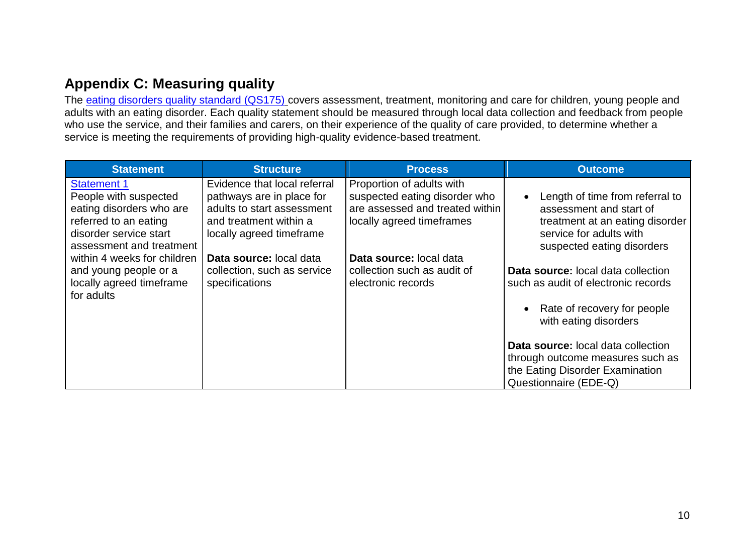## Appendix C: Measuring quality

The [eating disorders quality standard (QS175)](#) covers assessment, treatment, monitoring and care for children, young people and adults with an eating disorder. Each quality statement should be measured through local data collection and feedback from people who use the service, and their families and carers, on their experience of the quality of care provided, to determine whether a service is meeting the requirements of providing high-quality evidence-based treatment.

| Statement | Structure | Process | Outcome |
|---|---|---|---|
| [Statement 1](#)<br>People with suspected eating disorders who are referred to an eating disorder service start assessment and treatment within 4 weeks for children and young people or a locally agreed timeframe for adults | Evidence that local referral pathways are in place for adults to start assessment and treatment within a locally agreed timeframe<br><br>**Data source:** local data collection, such as service specifications | Proportion of adults with suspected eating disorder who are assessed and treated within locally agreed timeframes<br><br>**Data source:** local data collection such as audit of electronic records | • Length of time from referral to assessment and start of treatment at an eating disorder service for adults with suspected eating disorders<br><br>**Data source:** local data collection such as audit of electronic records<br><br>• Rate of recovery for people with eating disorders<br><br>**Data source:** local data collection through outcome measures such as the Eating Disorder Examination Questionnaire (EDE-Q) |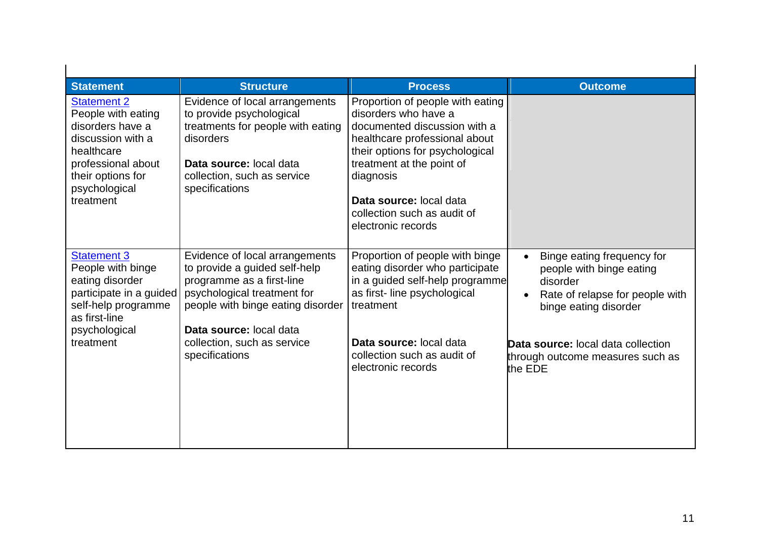| Statement | Structure | Process | Outcome |
|---|---|---|---|
| Statement 2<br>People with eating disorders have a discussion with a healthcare professional about their options for psychological treatment | Evidence of local arrangements to provide psychological treatments for people with eating disorders<br><br>**Data source:** local data collection, such as service specifications | Proportion of people with eating disorders who have a documented discussion with a healthcare professional about their options for psychological treatment at the point of diagnosis<br><br>**Data source:** local data collection such as audit of electronic records | |
| Statement 3<br>People with binge eating disorder participate in a guided self-help programme as first-line psychological treatment | Evidence of local arrangements to provide a guided self-help programme as a first-line psychological treatment for people with binge eating disorder<br><br>**Data source:** local data collection, such as service specifications | Proportion of people with binge eating disorder who participate in a guided self-help programme as first- line psychological treatment<br><br>**Data source:** local data collection such as audit of electronic records | • Binge eating frequency for people with binge eating disorder<br>• Rate of relapse for people with binge eating disorder<br><br>**Data source:** local data collection through outcome measures such as the EDE |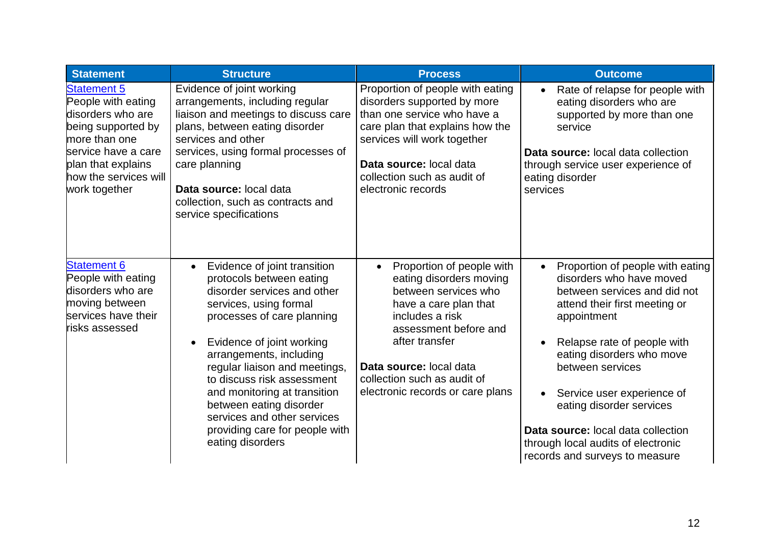| Statement | Structure | Process | Outcome |
|---|---|---|---|
| Statement 5<br>People with eating disorders who are being supported by more than one service have a care plan that explains how the services will work together | Evidence of joint working arrangements, including regular liaison and meetings to discuss care plans, between eating disorder services and other services, using formal processes of care planning<br><br>**Data source:** local data collection, such as contracts and service specifications | Proportion of people with eating disorders supported by more than one service who have a care plan that explains how the services will work together<br><br>**Data source:** local data collection such as audit of electronic records | • Rate of relapse for people with eating disorders who are supported by more than one service<br><br>**Data source:** local data collection through service user experience of eating disorder services |
| Statement 6<br>People with eating disorders who are moving between services have their risks assessed | • Evidence of joint transition protocols between eating disorder services and other services, using formal processes of care planning<br><br>• Evidence of joint working arrangements, including regular liaison and meetings, to discuss risk assessment and monitoring at transition between eating disorder services and other services providing care for people with eating disorders | • Proportion of people with eating disorders moving between services who have a care plan that includes a risk assessment before and after transfer<br><br>**Data source:** local data collection such as audit of electronic records or care plans | • Proportion of people with eating disorders who have moved between services and did not attend their first meeting or appointment<br><br>• Relapse rate of people with eating disorders who move between services<br><br>• Service user experience of eating disorder services<br><br>**Data source:** local data collection through local audits of electronic records and surveys to measure |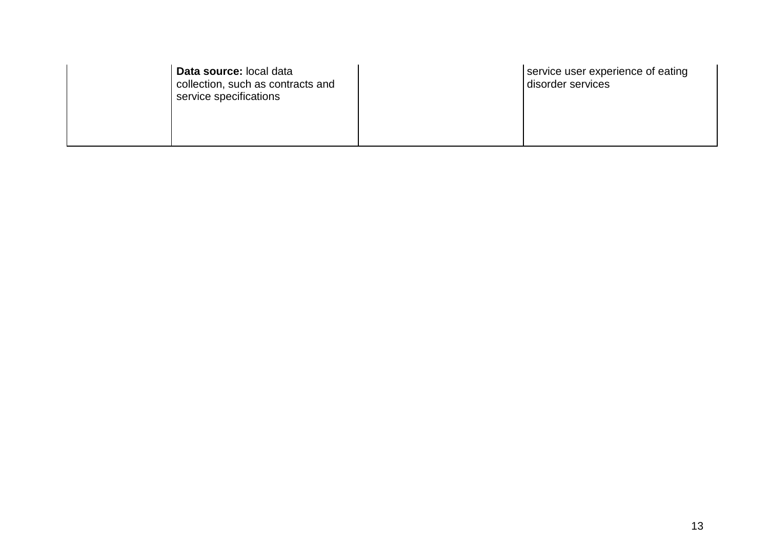| | | | |
|---|---|---|---|
| | **Data source:** local data collection, such as contracts and service specifications | | service user experience of eating disorder services |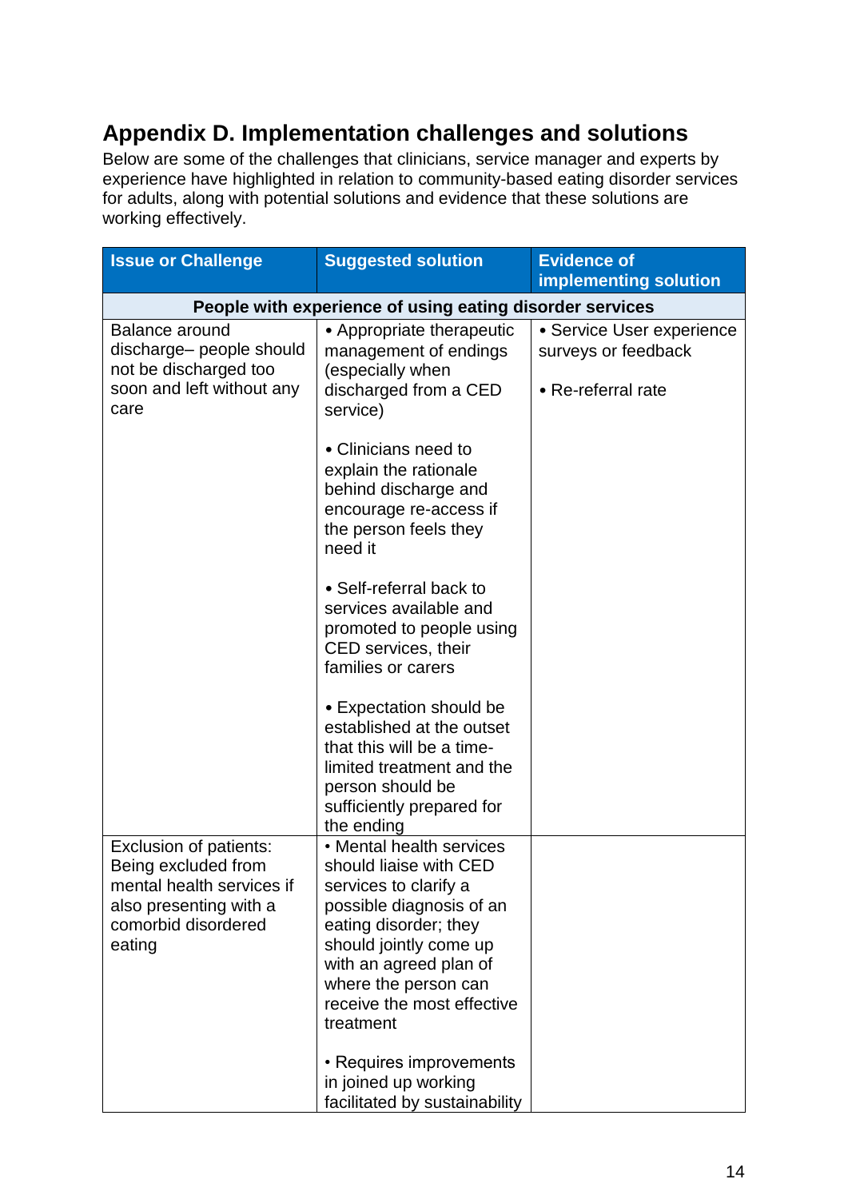# Appendix D. Implementation challenges and solutions

Below are some of the challenges that clinicians, service manager and experts by experience have highlighted in relation to community-based eating disorder services for adults, along with potential solutions and evidence that these solutions are working effectively.

| Issue or Challenge | Suggested solution | Evidence of implementing solution |
|---|---|---|
| **People with experience of using eating disorder services** | | |
| Balance around discharge– people should not be discharged too soon and left without any care | • Appropriate therapeutic management of endings (especially when discharged from a CED service)<br><br>• Clinicians need to explain the rationale behind discharge and encourage re-access if the person feels they need it<br><br>• Self-referral back to services available and promoted to people using CED services, their families or carers<br><br>• Expectation should be established at the outset that this will be a time-limited treatment and the person should be sufficiently prepared for the ending | • Service User experience surveys or feedback<br><br>• Re-referral rate |
| Exclusion of patients: Being excluded from mental health services if also presenting with a comorbid disordered eating | • Mental health services should liaise with CED services to clarify a possible diagnosis of an eating disorder; they should jointly come up with an agreed plan of where the person can receive the most effective treatment<br><br>• Requires improvements in joined up working facilitated by sustainability | |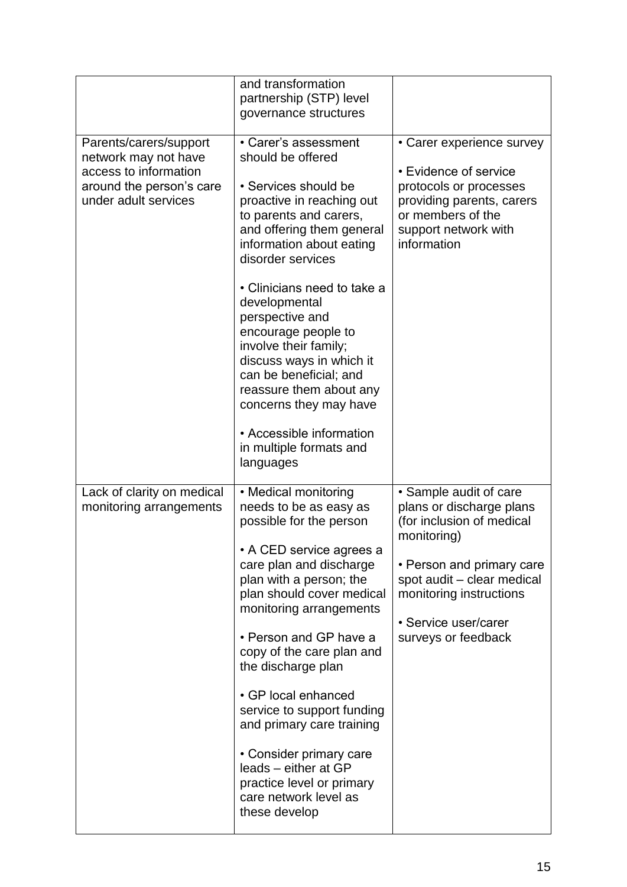| | | |
|---|---|---|
| | and transformation partnership (STP) level governance structures | |
| Parents/carers/support network may not have access to information around the person's care under adult services | • Carer's assessment should be offered<br><br>• Services should be proactive in reaching out to parents and carers, and offering them general information about eating disorder services<br><br>• Clinicians need to take a developmental perspective and encourage people to involve their family; discuss ways in which it can be beneficial; and reassure them about any concerns they may have<br><br>• Accessible information in multiple formats and languages | • Carer experience survey<br><br>• Evidence of service protocols or processes providing parents, carers or members of the support network with information |
| Lack of clarity on medical monitoring arrangements | • Medical monitoring needs to be as easy as possible for the person<br><br>• A CED service agrees a care plan and discharge plan with a person; the plan should cover medical monitoring arrangements<br><br>• Person and GP have a copy of the care plan and the discharge plan<br><br>• GP local enhanced service to support funding and primary care training<br><br>• Consider primary care leads – either at GP practice level or primary care network level as these develop | • Sample audit of care plans or discharge plans (for inclusion of medical monitoring)<br><br>• Person and primary care spot audit – clear medical monitoring instructions<br><br>• Service user/carer surveys or feedback |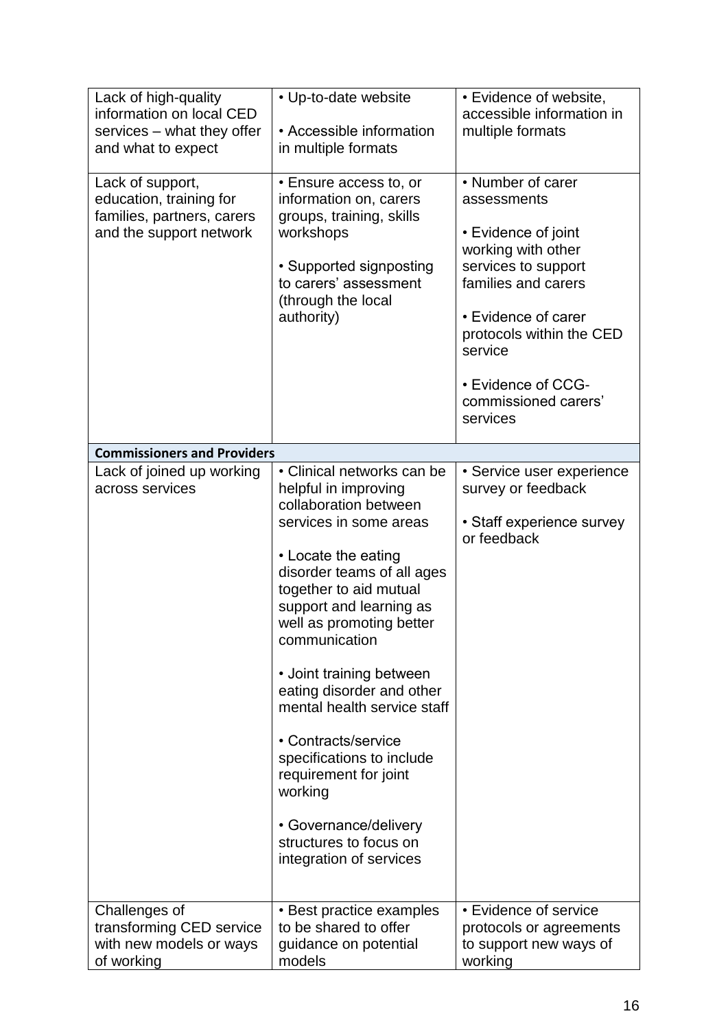| | | |
|---|---|---|
| Lack of high-quality information on local CED services – what they offer and what to expect | • Up-to-date website<br><br>• Accessible information in multiple formats | • Evidence of website, accessible information in multiple formats |
| Lack of support, education, training for families, partners, carers and the support network | • Ensure access to, or information on, carers groups, training, skills workshops<br><br>• Supported signposting to carers' assessment (through the local authority) | • Number of carer assessments<br><br>• Evidence of joint working with other services to support families and carers<br><br>• Evidence of carer protocols within the CED service<br><br>• Evidence of CCG-commissioned carers' services |
| **Commissioners and Providers** | | |
| Lack of joined up working across services | • Clinical networks can be helpful in improving collaboration between services in some areas<br><br>• Locate the eating disorder teams of all ages together to aid mutual support and learning as well as promoting better communication<br><br>• Joint training between eating disorder and other mental health service staff<br><br>• Contracts/service specifications to include requirement for joint working<br><br>• Governance/delivery structures to focus on integration of services | • Service user experience survey or feedback<br><br>• Staff experience survey or feedback |
| Challenges of transforming CED service with new models or ways of working | • Best practice examples to be shared to offer guidance on potential models | • Evidence of service protocols or agreements to support new ways of working |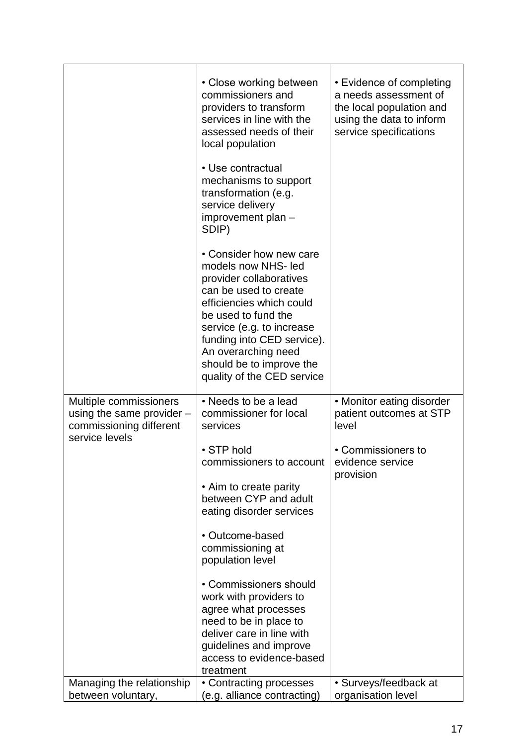| | | |
|---|---|---|
| | • Close working between commissioners and providers to transform services in line with the assessed needs of their local population<br><br>• Use contractual mechanisms to support transformation (e.g. service delivery improvement plan – SDIP)<br><br>• Consider how new care models now NHS- led provider collaboratives can be used to create efficiencies which could be used to fund the service (e.g. to increase funding into CED service). An overarching need should be to improve the quality of the CED service | • Evidence of completing a needs assessment of the local population and using the data to inform service specifications |
| Multiple commissioners using the same provider – commissioning different service levels | • Needs to be a lead commissioner for local services<br><br>• STP hold commissioners to account<br><br>• Aim to create parity between CYP and adult eating disorder services<br><br>• Outcome-based commissioning at population level<br><br>• Commissioners should work with providers to agree what processes need to be in place to deliver care in line with guidelines and improve access to evidence-based treatment | • Monitor eating disorder patient outcomes at STP level<br><br>• Commissioners to evidence service provision |
| Managing the relationship between voluntary, | • Contracting processes (e.g. alliance contracting) | • Surveys/feedback at organisation level |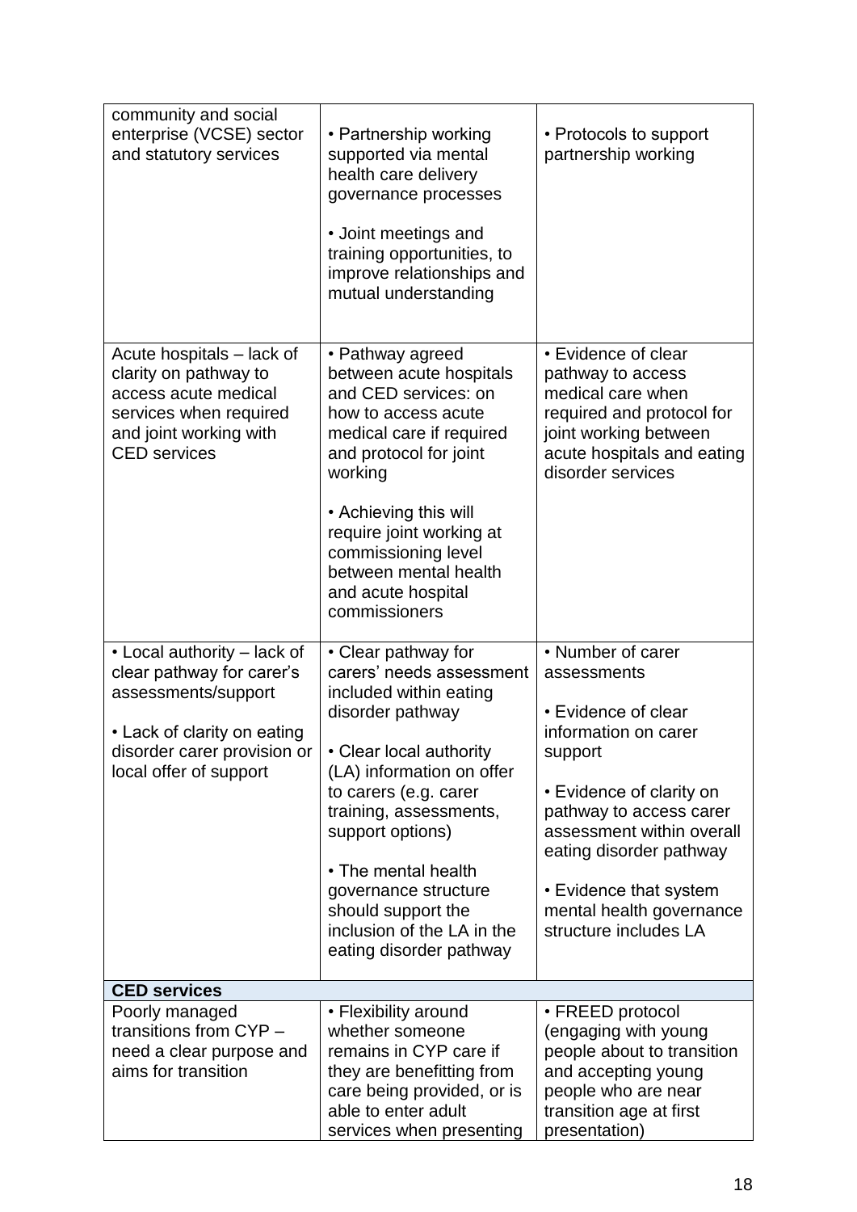| | | |
|---|---|---|
| community and social enterprise (VCSE) sector and statutory services | • Partnership working supported via mental health care delivery governance processes<br><br>• Joint meetings and training opportunities, to improve relationships and mutual understanding | • Protocols to support partnership working |
| Acute hospitals – lack of clarity on pathway to access acute medical services when required and joint working with CED services | • Pathway agreed between acute hospitals and CED services: on how to access acute medical care if required and protocol for joint working<br><br>• Achieving this will require joint working at commissioning level between mental health and acute hospital commissioners | • Evidence of clear pathway to access medical care when required and protocol for joint working between acute hospitals and eating disorder services |
| • Local authority – lack of clear pathway for carer's assessments/support<br><br>• Lack of clarity on eating disorder carer provision or local offer of support | • Clear pathway for carers' needs assessment included within eating disorder pathway<br><br>• Clear local authority (LA) information on offer to carers (e.g. carer training, assessments, support options)<br><br>• The mental health governance structure should support the inclusion of the LA in the eating disorder pathway | • Number of carer assessments<br><br>• Evidence of clear information on carer support<br><br>• Evidence of clarity on pathway to access carer assessment within overall eating disorder pathway<br><br>• Evidence that system mental health governance structure includes LA |
| **CED services** | | |
| Poorly managed transitions from CYP – need a clear purpose and aims for transition | • Flexibility around whether someone remains in CYP care if they are benefitting from care being provided, or is able to enter adult services when presenting | • FREED protocol (engaging with young people about to transition and accepting young people who are near transition age at first presentation) |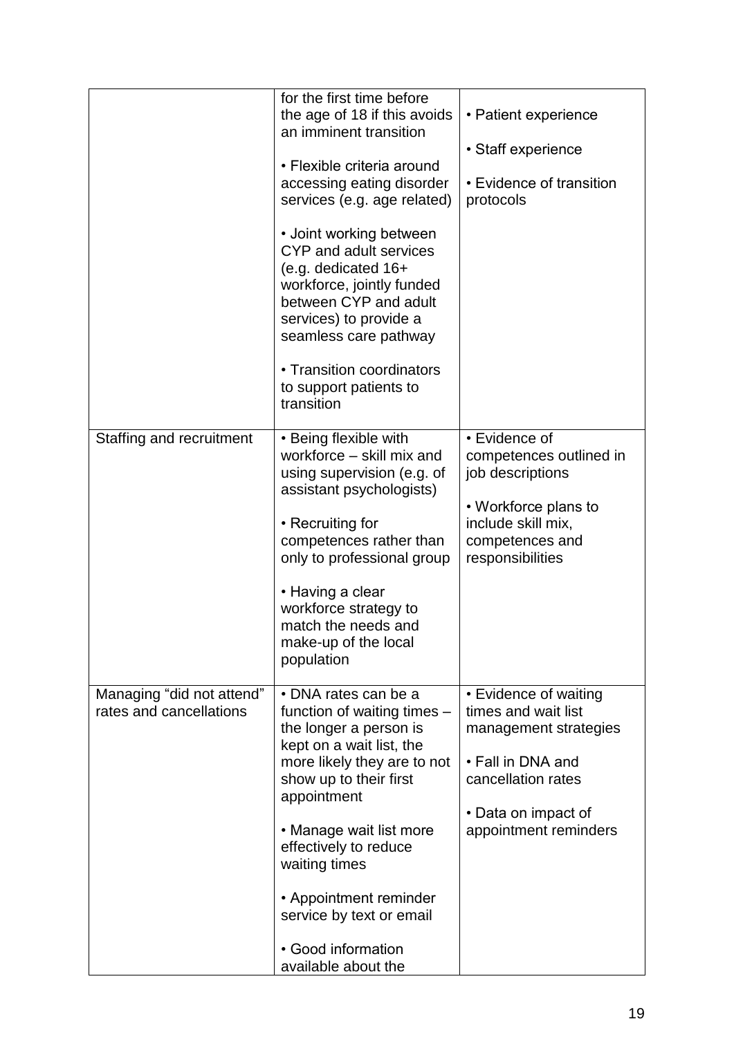| | | |
|---|---|---|
| | for the first time before the age of 18 if this avoids an imminent transition<br><br>• Flexible criteria around accessing eating disorder services (e.g. age related)<br><br>• Joint working between CYP and adult services (e.g. dedicated 16+ workforce, jointly funded between CYP and adult services) to provide a seamless care pathway<br><br>• Transition coordinators to support patients to transition | • Patient experience<br><br>• Staff experience<br><br>• Evidence of transition protocols |
| Staffing and recruitment | • Being flexible with workforce – skill mix and using supervision (e.g. of assistant psychologists)<br><br>• Recruiting for competences rather than only to professional group<br><br>• Having a clear workforce strategy to match the needs and make-up of the local population | • Evidence of competences outlined in job descriptions<br><br>• Workforce plans to include skill mix, competences and responsibilities |
| Managing "did not attend" rates and cancellations | • DNA rates can be a function of waiting times – the longer a person is kept on a wait list, the more likely they are to not show up to their first appointment<br><br>• Manage wait list more effectively to reduce waiting times<br><br>• Appointment reminder service by text or email<br><br>• Good information available about the | • Evidence of waiting times and wait list management strategies<br><br>• Fall in DNA and cancellation rates<br><br>• Data on impact of appointment reminders |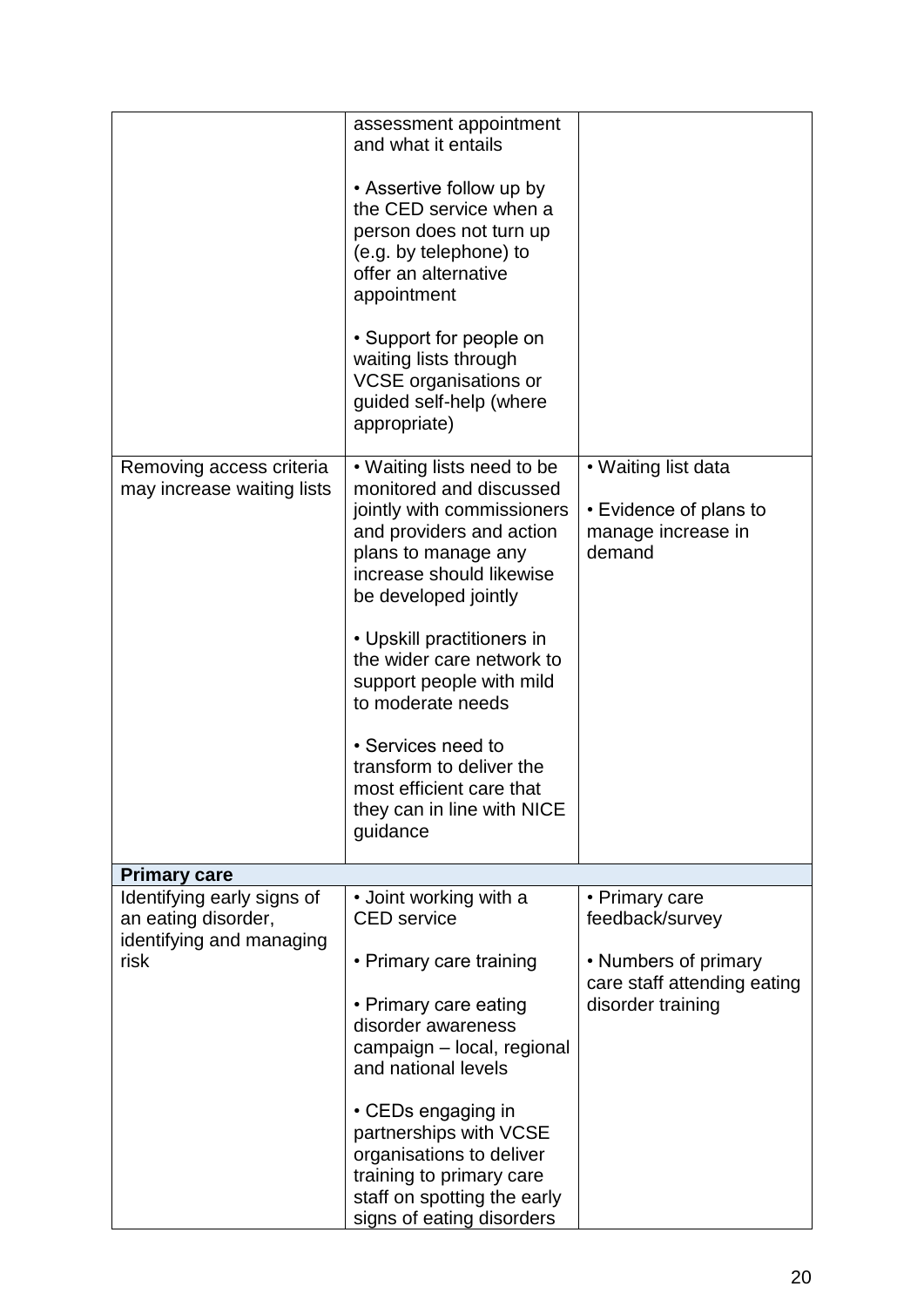| | | |
|---|---|---|
| | assessment appointment and what it entails<br><br>• Assertive follow up by the CED service when a person does not turn up (e.g. by telephone) to offer an alternative appointment<br><br>• Support for people on waiting lists through VCSE organisations or guided self-help (where appropriate) | |
| Removing access criteria may increase waiting lists | • Waiting lists need to be monitored and discussed jointly with commissioners and providers and action plans to manage any increase should likewise be developed jointly<br><br>• Upskill practitioners in the wider care network to support people with mild to moderate needs<br><br>• Services need to transform to deliver the most efficient care that they can in line with NICE guidance | • Waiting list data<br><br>• Evidence of plans to manage increase in demand |
| **Primary care** | | |
| Identifying early signs of an eating disorder, identifying and managing risk | • Joint working with a CED service<br><br>• Primary care training<br><br>• Primary care eating disorder awareness campaign – local, regional and national levels<br><br>• CEDs engaging in partnerships with VCSE organisations to deliver training to primary care staff on spotting the early signs of eating disorders | • Primary care feedback/survey<br><br>• Numbers of primary care staff attending eating disorder training |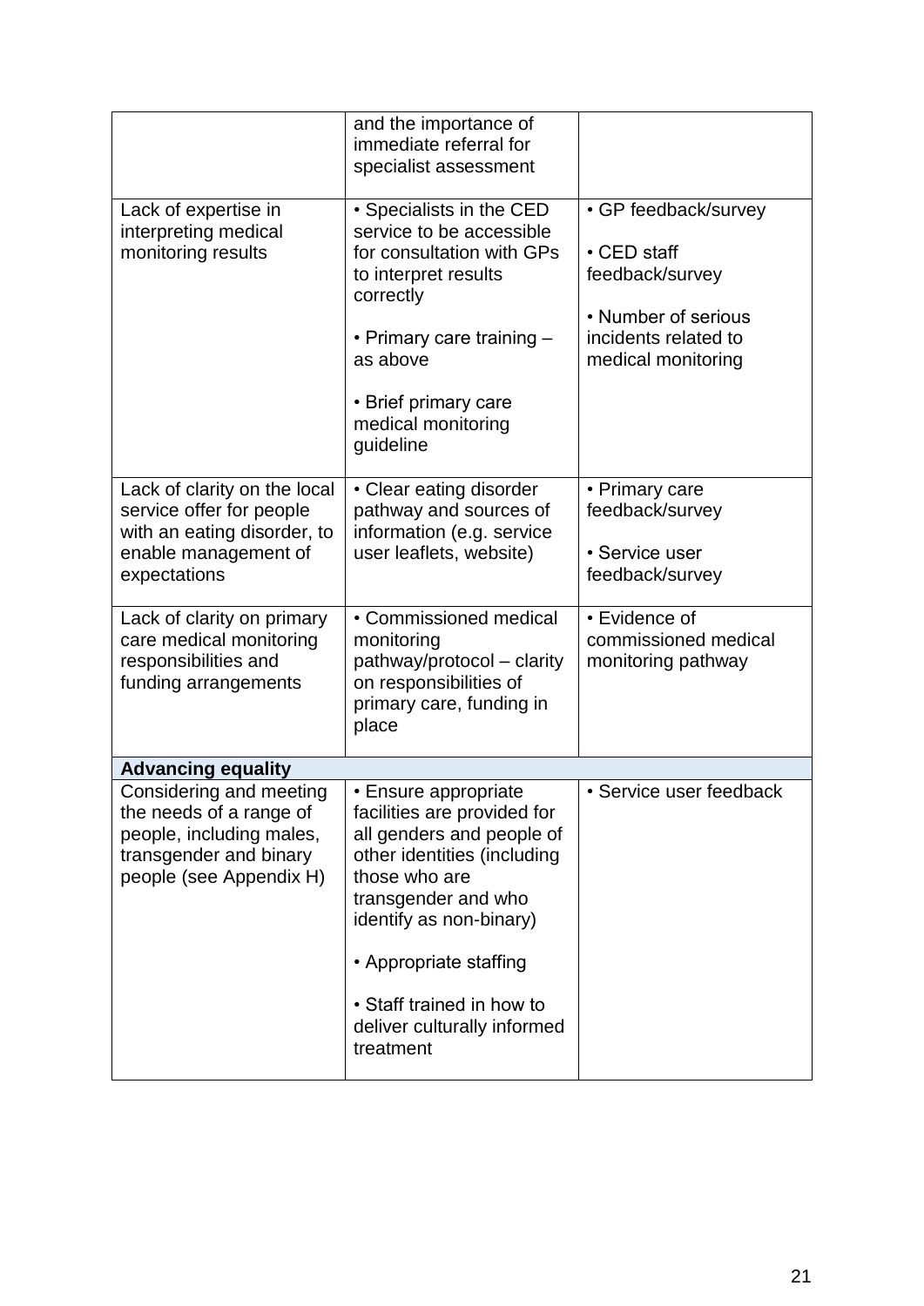| | | |
|---|---|---|
| | and the importance of immediate referral for specialist assessment | |
| Lack of expertise in interpreting medical monitoring results | • Specialists in the CED service to be accessible for consultation with GPs to interpret results correctly<br><br>• Primary care training – as above<br><br>• Brief primary care medical monitoring guideline | • GP feedback/survey<br><br>• CED staff feedback/survey<br><br>• Number of serious incidents related to medical monitoring |
| Lack of clarity on the local service offer for people with an eating disorder, to enable management of expectations | • Clear eating disorder pathway and sources of information (e.g. service user leaflets, website) | • Primary care feedback/survey<br><br>• Service user feedback/survey |
| Lack of clarity on primary care medical monitoring responsibilities and funding arrangements | • Commissioned medical monitoring pathway/protocol – clarity on responsibilities of primary care, funding in place | • Evidence of commissioned medical monitoring pathway |
| **Advancing equality** | | |
| Considering and meeting the needs of a range of people, including males, transgender and binary people (see Appendix H) | • Ensure appropriate facilities are provided for all genders and people of other identities (including those who are transgender and who identify as non-binary)<br><br>• Appropriate staffing<br><br>• Staff trained in how to deliver culturally informed treatment | • Service user feedback |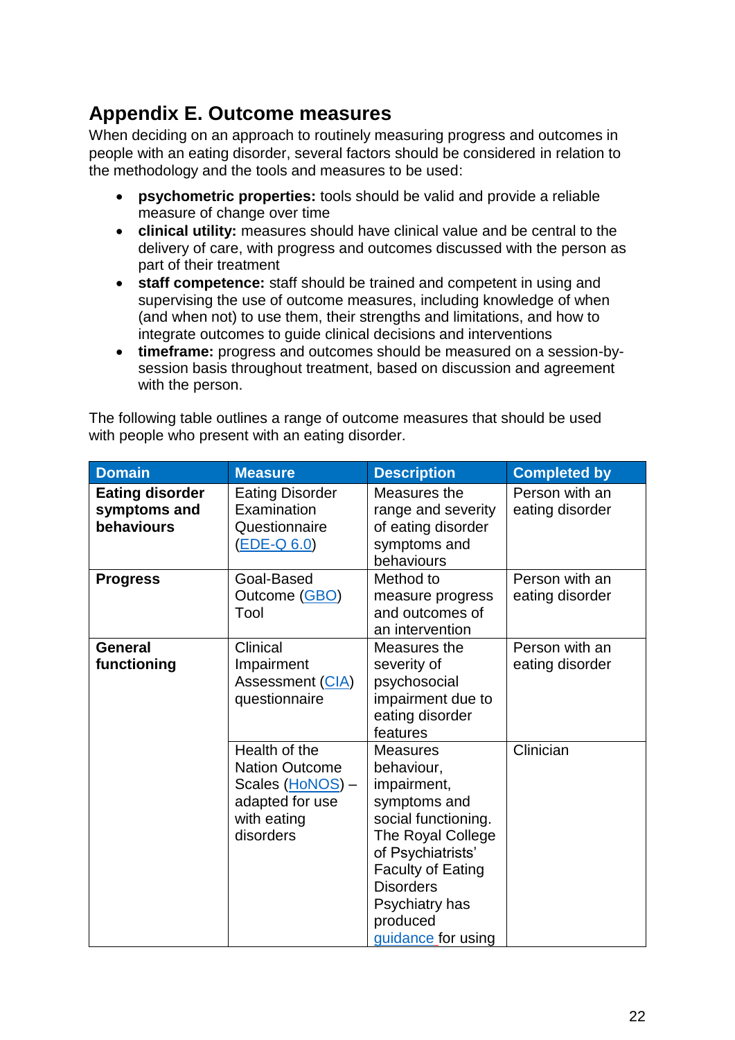## Appendix E. Outcome measures

When deciding on an approach to routinely measuring progress and outcomes in people with an eating disorder, several factors should be considered in relation to the methodology and the tools and measures to be used:

- **psychometric properties:** tools should be valid and provide a reliable measure of change over time
- **clinical utility:** measures should have clinical value and be central to the delivery of care, with progress and outcomes discussed with the person as part of their treatment
- **staff competence:** staff should be trained and competent in using and supervising the use of outcome measures, including knowledge of when (and when not) to use them, their strengths and limitations, and how to integrate outcomes to guide clinical decisions and interventions
- **timeframe:** progress and outcomes should be measured on a session-by-session basis throughout treatment, based on discussion and agreement with the person.

The following table outlines a range of outcome measures that should be used with people who present with an eating disorder.

| Domain | Measure | Description | Completed by |
|---|---|---|---|
| **Eating disorder symptoms and behaviours** | Eating Disorder Examination Questionnaire (EDE-Q 6.0) | Measures the range and severity of eating disorder symptoms and behaviours | Person with an eating disorder |
| **Progress** | Goal-Based Outcome (GBO) Tool | Method to measure progress and outcomes of an intervention | Person with an eating disorder |
| **General functioning** | Clinical Impairment Assessment (CIA) questionnaire | Measures the severity of psychosocial impairment due to eating disorder features | Person with an eating disorder |
| | Health of the Nation Outcome Scales (HoNOS) – adapted for use with eating disorders | Measures behaviour, impairment, symptoms and social functioning. The Royal College of Psychiatrists' Faculty of Eating Disorders Psychiatry has produced guidance for using | Clinician |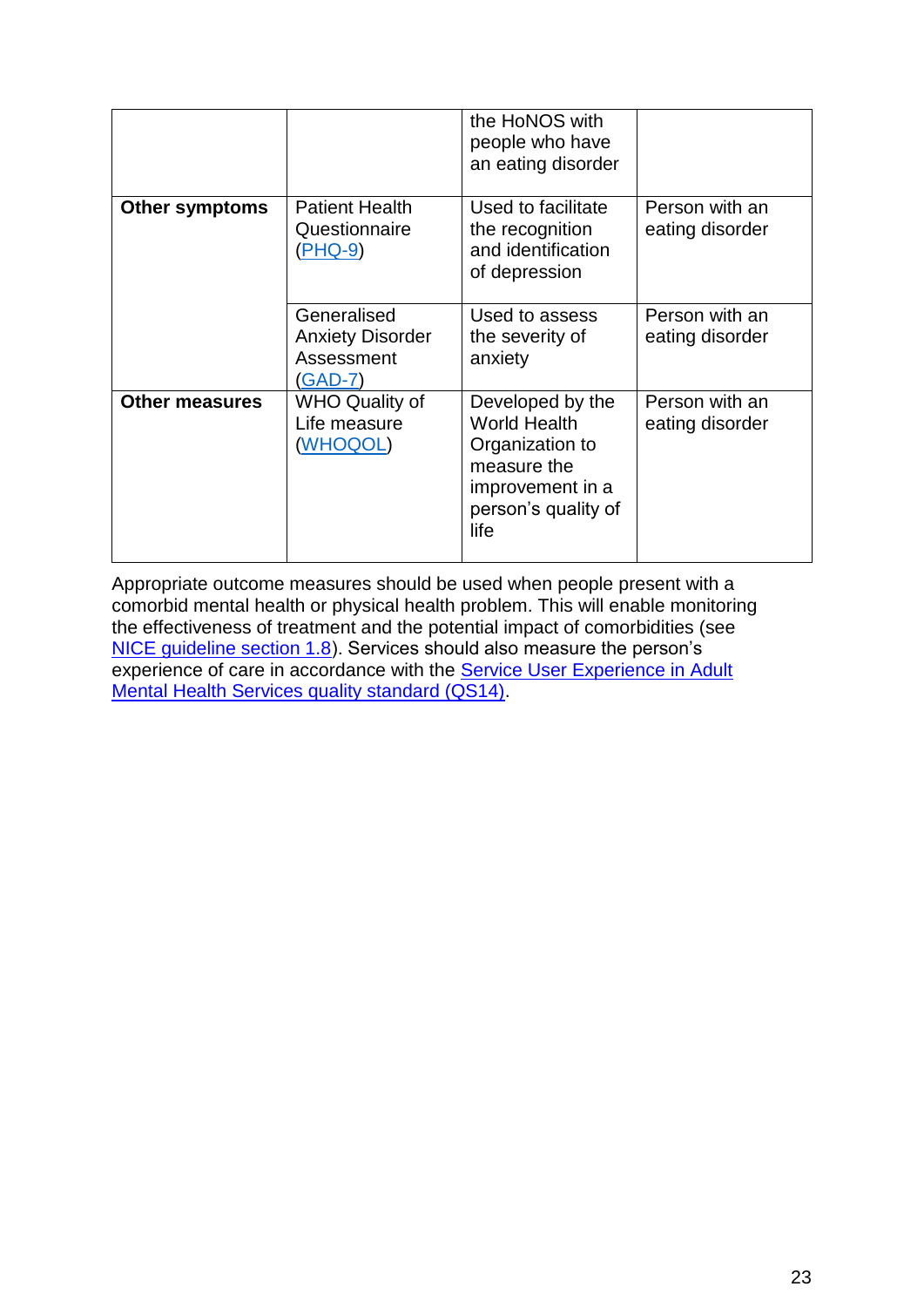| | | | |
|---|---|---|---|
| | | the HoNOS with people who have an eating disorder | |
| **Other symptoms** | Patient Health Questionnaire (PHQ-9) | Used to facilitate the recognition and identification of depression | Person with an eating disorder |
| | Generalised Anxiety Disorder Assessment (GAD-7) | Used to assess the severity of anxiety | Person with an eating disorder |
| **Other measures** | WHO Quality of Life measure (WHOQOL) | Developed by the World Health Organization to measure the improvement in a person's quality of life | Person with an eating disorder |

Appropriate outcome measures should be used when people present with a comorbid mental health or physical health problem. This will enable monitoring the effectiveness of treatment and the potential impact of comorbidities (see NICE guideline section 1.8). Services should also measure the person's experience of care in accordance with the Service User Experience in Adult Mental Health Services quality standard (QS14).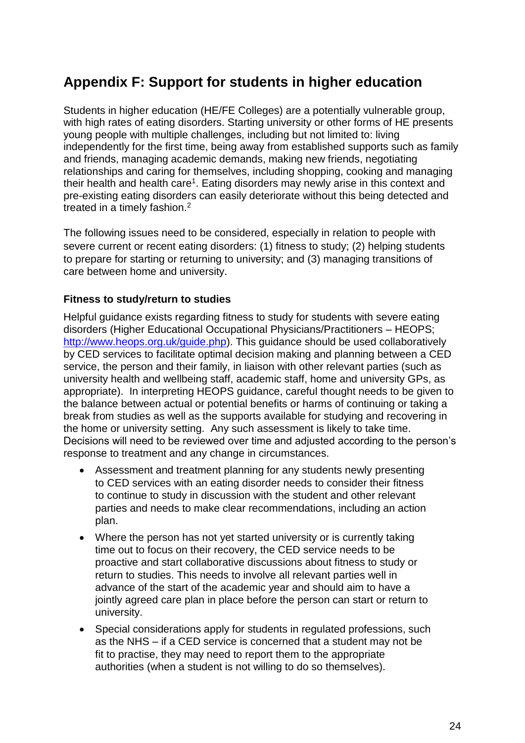# Appendix F: Support for students in higher education

Students in higher education (HE/FE Colleges) are a potentially vulnerable group, with high rates of eating disorders. Starting university or other forms of HE presents young people with multiple challenges, including but not limited to: living independently for the first time, being away from established supports such as family and friends, managing academic demands, making new friends, negotiating relationships and caring for themselves, including shopping, cooking and managing their health and health care[1]. Eating disorders may newly arise in this context and pre-existing eating disorders can easily deteriorate without this being detected and treated in a timely fashion.[2]

The following issues need to be considered, especially in relation to people with severe current or recent eating disorders: (1) fitness to study; (2) helping students to prepare for starting or returning to university; and (3) managing transitions of care between home and university.

**Fitness to study/return to studies**

Helpful guidance exists regarding fitness to study for students with severe eating disorders (Higher Educational Occupational Physicians/Practitioners – HEOPS; [http://www.heops.org.uk/guide.php](http://www.heops.org.uk/guide.php)). This guidance should be used collaboratively by CED services to facilitate optimal decision making and planning between a CED service, the person and their family, in liaison with other relevant parties (such as university health and wellbeing staff, academic staff, home and university GPs, as appropriate). In interpreting HEOPS guidance, careful thought needs to be given to the balance between actual or potential benefits or harms of continuing or taking a break from studies as well as the supports available for studying and recovering in the home or university setting. Any such assessment is likely to take time. Decisions will need to be reviewed over time and adjusted according to the person's response to treatment and any change in circumstances.

- Assessment and treatment planning for any students newly presenting to CED services with an eating disorder needs to consider their fitness to continue to study in discussion with the student and other relevant parties and needs to make clear recommendations, including an action plan.
- Where the person has not yet started university or is currently taking time out to focus on their recovery, the CED service needs to be proactive and start collaborative discussions about fitness to study or return to studies. This needs to involve all relevant parties well in advance of the start of the academic year and should aim to have a jointly agreed care plan in place before the person can start or return to university.
- Special considerations apply for students in regulated professions, such as the NHS – if a CED service is concerned that a student may not be fit to practise, they may need to report them to the appropriate authorities (when a student is not willing to do so themselves).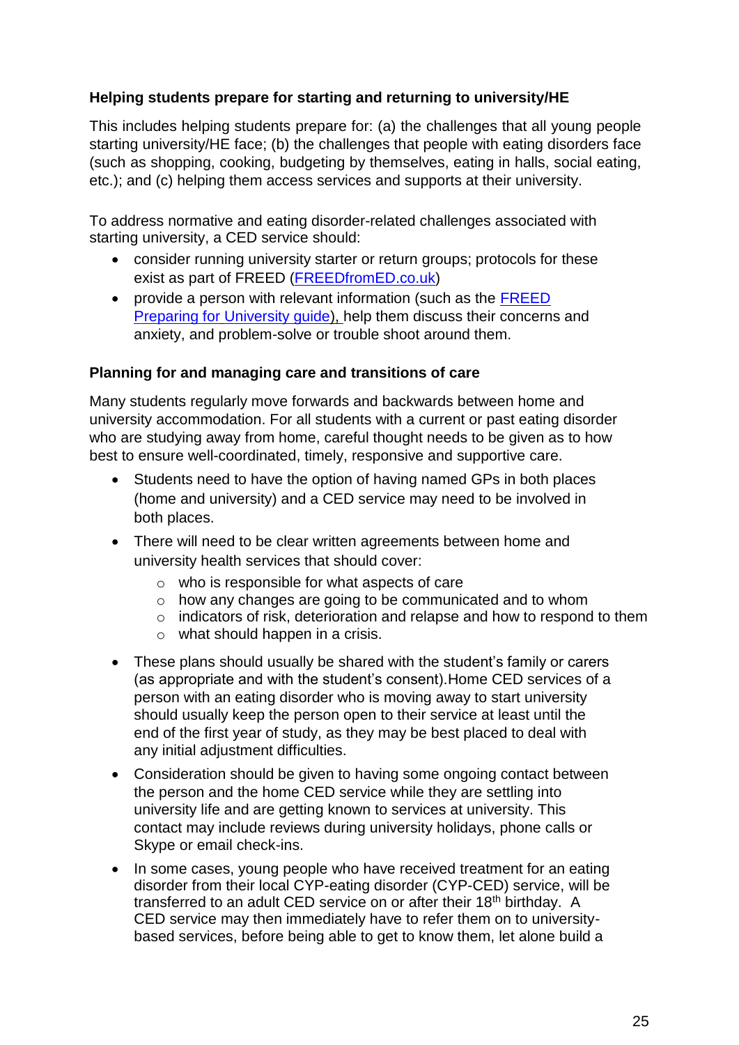**Helping students prepare for starting and returning to university/HE**

This includes helping students prepare for: (a) the challenges that all young people starting university/HE face; (b) the challenges that people with eating disorders face (such as shopping, cooking, budgeting by themselves, eating in halls, social eating, etc.); and (c) helping them access services and supports at their university.

To address normative and eating disorder-related challenges associated with starting university, a CED service should:

- consider running university starter or return groups; protocols for these exist as part of FREED ([FREEDfromED.co.uk](FREEDfromED.co.uk))
- provide a person with relevant information (such as the [FREED Preparing for University guide](FREED Preparing for University guide)), help them discuss their concerns and anxiety, and problem-solve or trouble shoot around them.

**Planning for and managing care and transitions of care**

Many students regularly move forwards and backwards between home and university accommodation. For all students with a current or past eating disorder who are studying away from home, careful thought needs to be given as to how best to ensure well-coordinated, timely, responsive and supportive care.

- Students need to have the option of having named GPs in both places (home and university) and a CED service may need to be involved in both places.
- There will need to be clear written agreements between home and university health services that should cover:
  - who is responsible for what aspects of care
  - how any changes are going to be communicated and to whom
  - indicators of risk, deterioration and relapse and how to respond to them
  - what should happen in a crisis.
- These plans should usually be shared with the student's family or carers (as appropriate and with the student's consent).Home CED services of a person with an eating disorder who is moving away to start university should usually keep the person open to their service at least until the end of the first year of study, as they may be best placed to deal with any initial adjustment difficulties.
- Consideration should be given to having some ongoing contact between the person and the home CED service while they are settling into university life and are getting known to services at university. This contact may include reviews during university holidays, phone calls or Skype or email check-ins.
- In some cases, young people who have received treatment for an eating disorder from their local CYP-eating disorder (CYP-CED) service, will be transferred to an adult CED service on or after their 18th birthday. A CED service may then immediately have to refer them on to university-based services, before being able to get to know them, let alone build a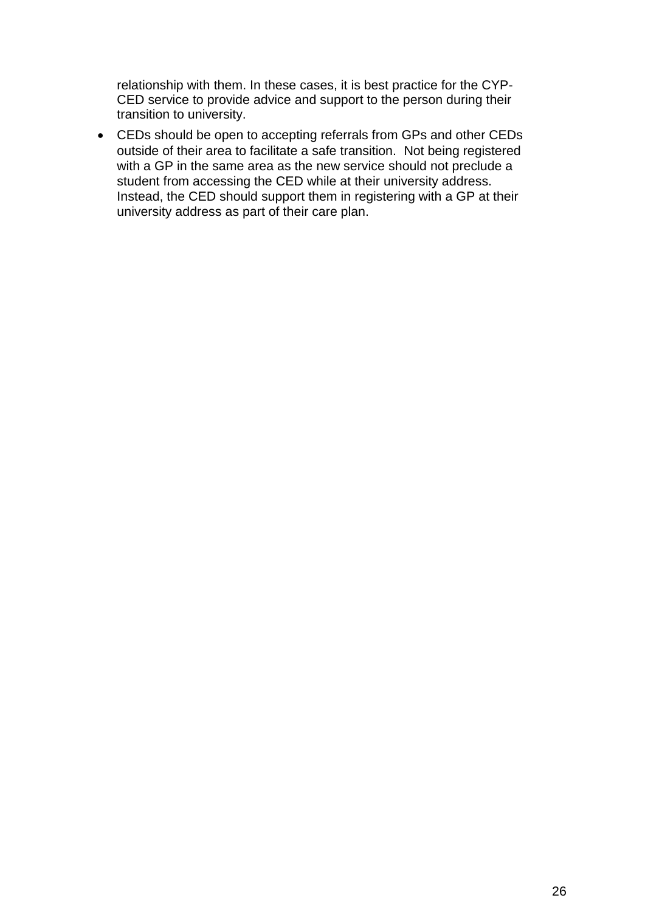relationship with them. In these cases, it is best practice for the CYP-CED service to provide advice and support to the person during their transition to university.

- CEDs should be open to accepting referrals from GPs and other CEDs outside of their area to facilitate a safe transition. Not being registered with a GP in the same area as the new service should not preclude a student from accessing the CED while at their university address. Instead, the CED should support them in registering with a GP at their university address as part of their care plan.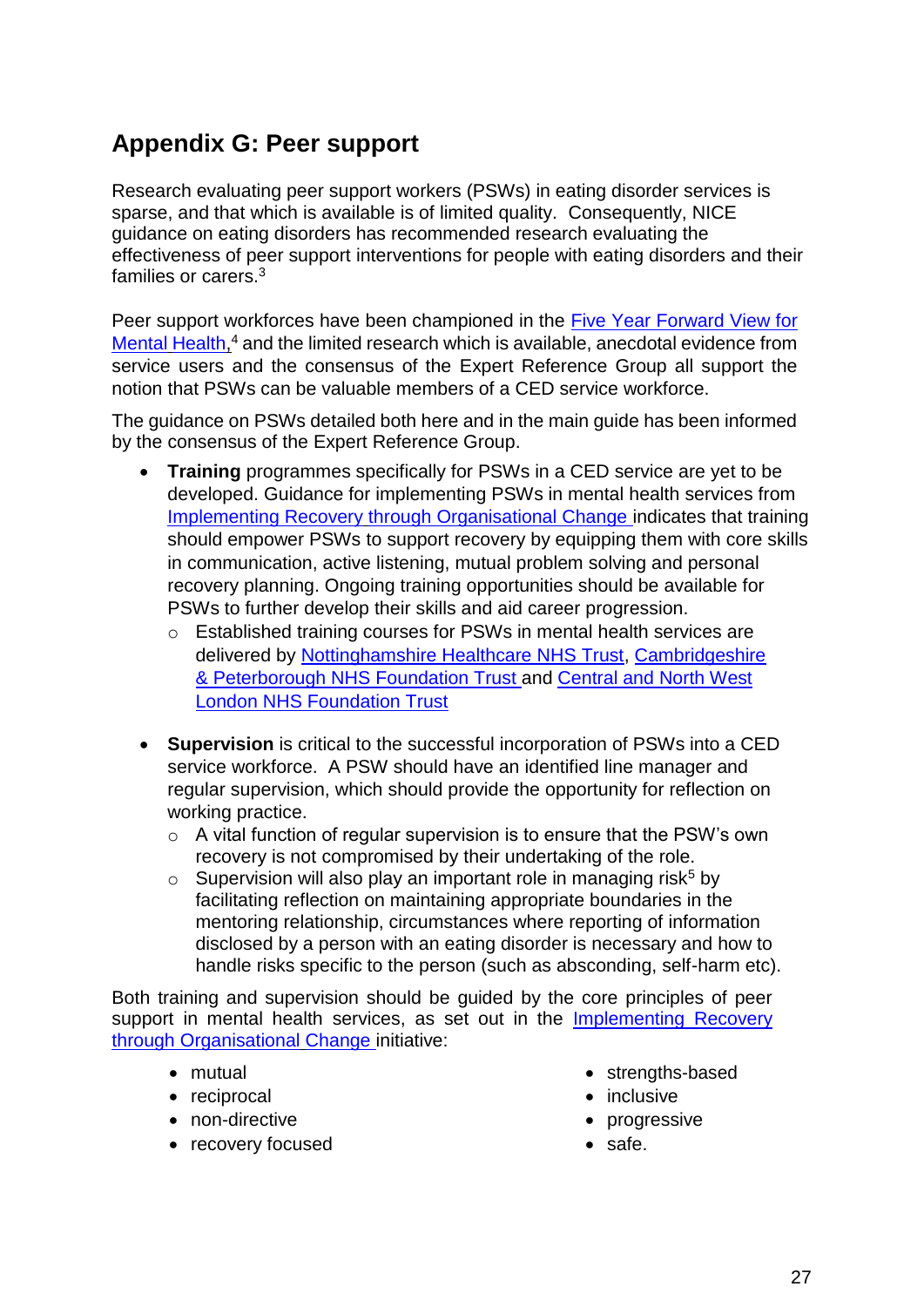## Appendix G: Peer support

Research evaluating peer support workers (PSWs) in eating disorder services is sparse, and that which is available is of limited quality. Consequently, NICE guidance on eating disorders has recommended research evaluating the effectiveness of peer support interventions for people with eating disorders and their families or carers.[3]

Peer support workforces have been championed in the Five Year Forward View for Mental Health,[4] and the limited research which is available, anecdotal evidence from service users and the consensus of the Expert Reference Group all support the notion that PSWs can be valuable members of a CED service workforce.

The guidance on PSWs detailed both here and in the main guide has been informed by the consensus of the Expert Reference Group.

- **Training** programmes specifically for PSWs in a CED service are yet to be developed. Guidance for implementing PSWs in mental health services from Implementing Recovery through Organisational Change indicates that training should empower PSWs to support recovery by equipping them with core skills in communication, active listening, mutual problem solving and personal recovery planning. Ongoing training opportunities should be available for PSWs to further develop their skills and aid career progression.
  - Established training courses for PSWs in mental health services are delivered by Nottinghamshire Healthcare NHS Trust, Cambridgeshire & Peterborough NHS Foundation Trust and Central and North West London NHS Foundation Trust

- **Supervision** is critical to the successful incorporation of PSWs into a CED service workforce. A PSW should have an identified line manager and regular supervision, which should provide the opportunity for reflection on working practice.
  - A vital function of regular supervision is to ensure that the PSW's own recovery is not compromised by their undertaking of the role.
  - Supervision will also play an important role in managing risk[5] by facilitating reflection on maintaining appropriate boundaries in the mentoring relationship, circumstances where reporting of information disclosed by a person with an eating disorder is necessary and how to handle risks specific to the person (such as absconding, self-harm etc).

Both training and supervision should be guided by the core principles of peer support in mental health services, as set out in the Implementing Recovery through Organisational Change initiative:

- mutual
- reciprocal
- non-directive
- recovery focused
- strengths-based
- inclusive
- progressive
- safe.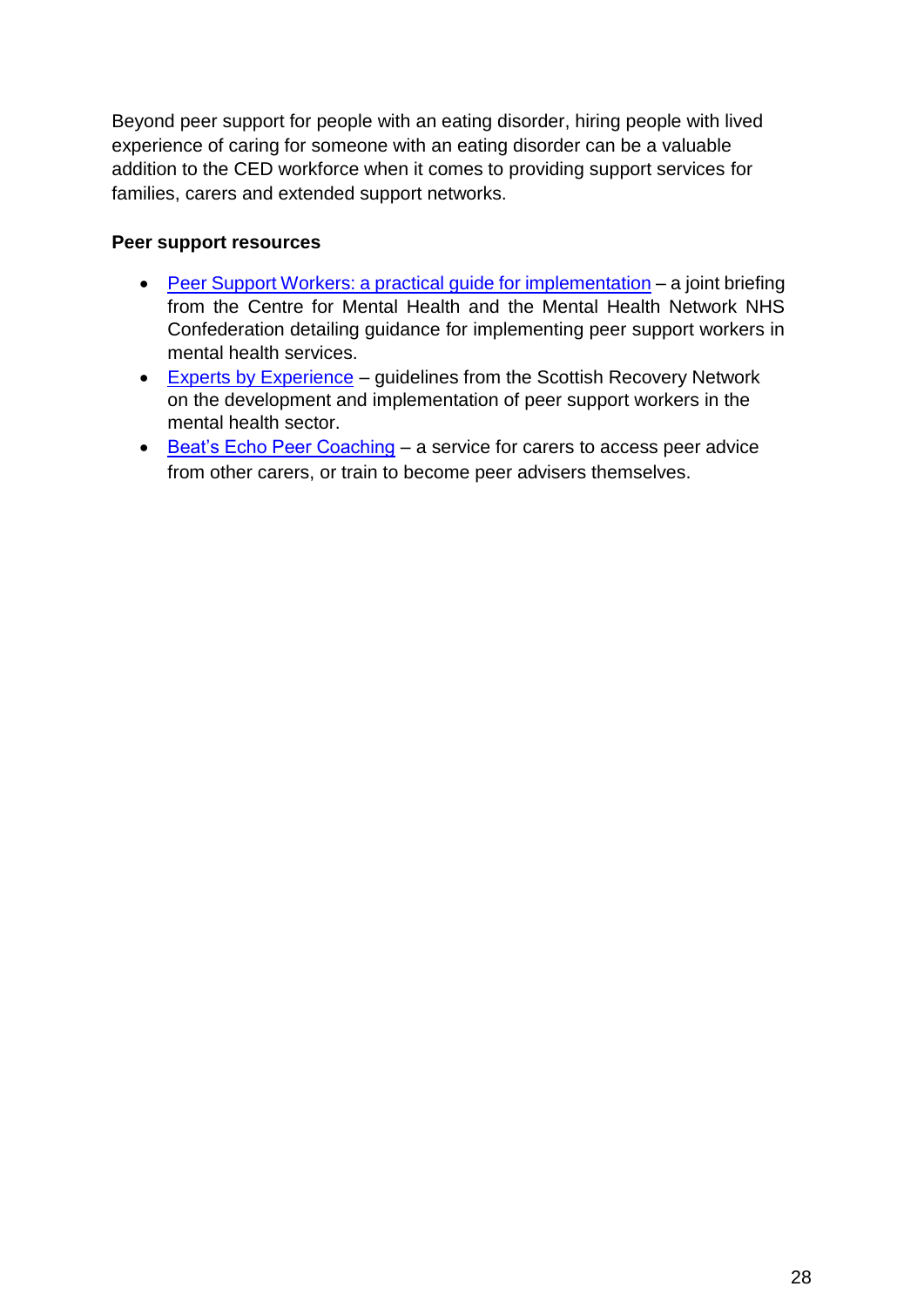Beyond peer support for people with an eating disorder, hiring people with lived experience of caring for someone with an eating disorder can be a valuable addition to the CED workforce when it comes to providing support services for families, carers and extended support networks.

**Peer support resources**

- Peer Support Workers: a practical guide for implementation – a joint briefing from the Centre for Mental Health and the Mental Health Network NHS Confederation detailing guidance for implementing peer support workers in mental health services.
- Experts by Experience – guidelines from the Scottish Recovery Network on the development and implementation of peer support workers in the mental health sector.
- Beat's Echo Peer Coaching – a service for carers to access peer advice from other carers, or train to become peer advisers themselves.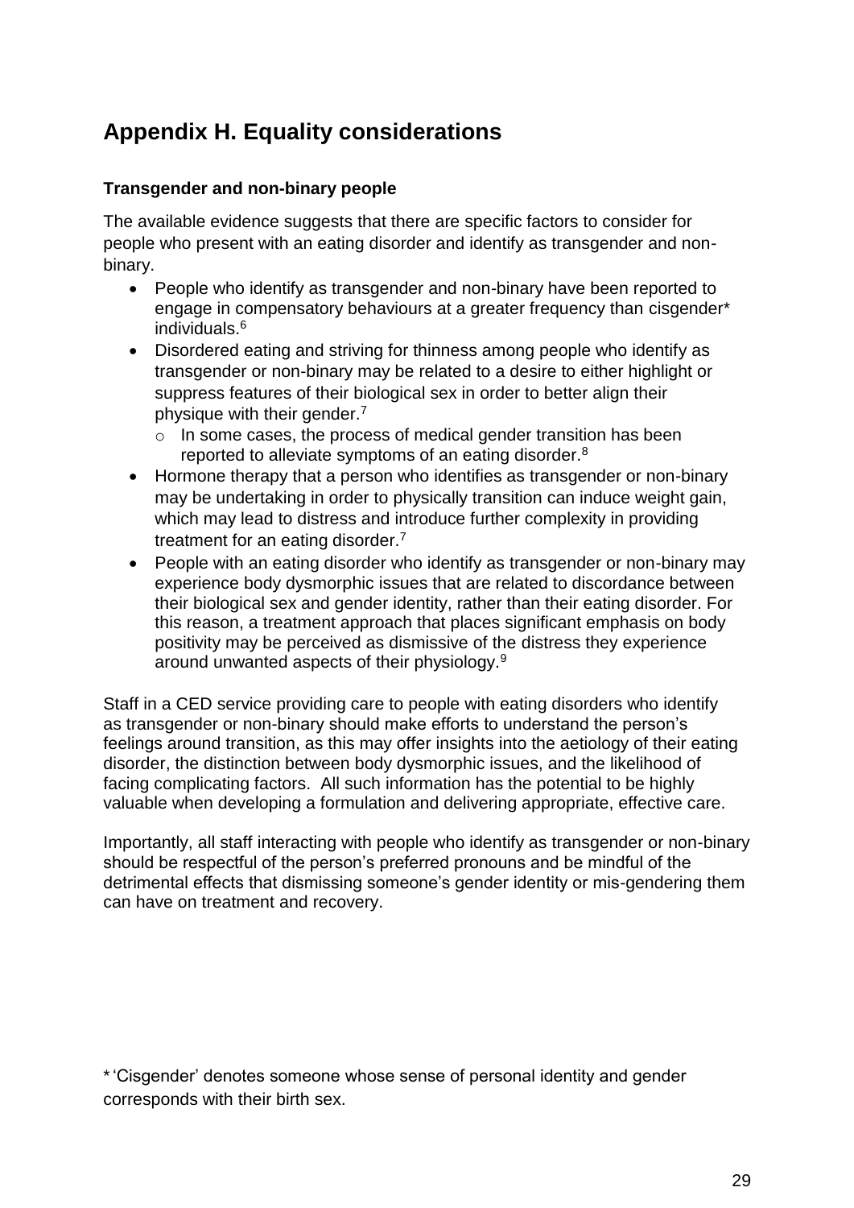# Appendix H. Equality considerations

### Transgender and non-binary people

The available evidence suggests that there are specific factors to consider for people who present with an eating disorder and identify as transgender and non-binary.

- People who identify as transgender and non-binary have been reported to engage in compensatory behaviours at a greater frequency than cisgender* individuals.[6]
- Disordered eating and striving for thinness among people who identify as transgender or non-binary may be related to a desire to either highlight or suppress features of their biological sex in order to better align their physique with their gender.[7]
  - In some cases, the process of medical gender transition has been reported to alleviate symptoms of an eating disorder.[8]
- Hormone therapy that a person who identifies as transgender or non-binary may be undertaking in order to physically transition can induce weight gain, which may lead to distress and introduce further complexity in providing treatment for an eating disorder.[7]
- People with an eating disorder who identify as transgender or non-binary may experience body dysmorphic issues that are related to discordance between their biological sex and gender identity, rather than their eating disorder. For this reason, a treatment approach that places significant emphasis on body positivity may be perceived as dismissive of the distress they experience around unwanted aspects of their physiology.[9]

Staff in a CED service providing care to people with eating disorders who identify as transgender or non-binary should make efforts to understand the person's feelings around transition, as this may offer insights into the aetiology of their eating disorder, the distinction between body dysmorphic issues, and the likelihood of facing complicating factors. All such information has the potential to be highly valuable when developing a formulation and delivering appropriate, effective care.

Importantly, all staff interacting with people who identify as transgender or non-binary should be respectful of the person's preferred pronouns and be mindful of the detrimental effects that dismissing someone's gender identity or mis-gendering them can have on treatment and recovery.

* 'Cisgender' denotes someone whose sense of personal identity and gender corresponds with their birth sex.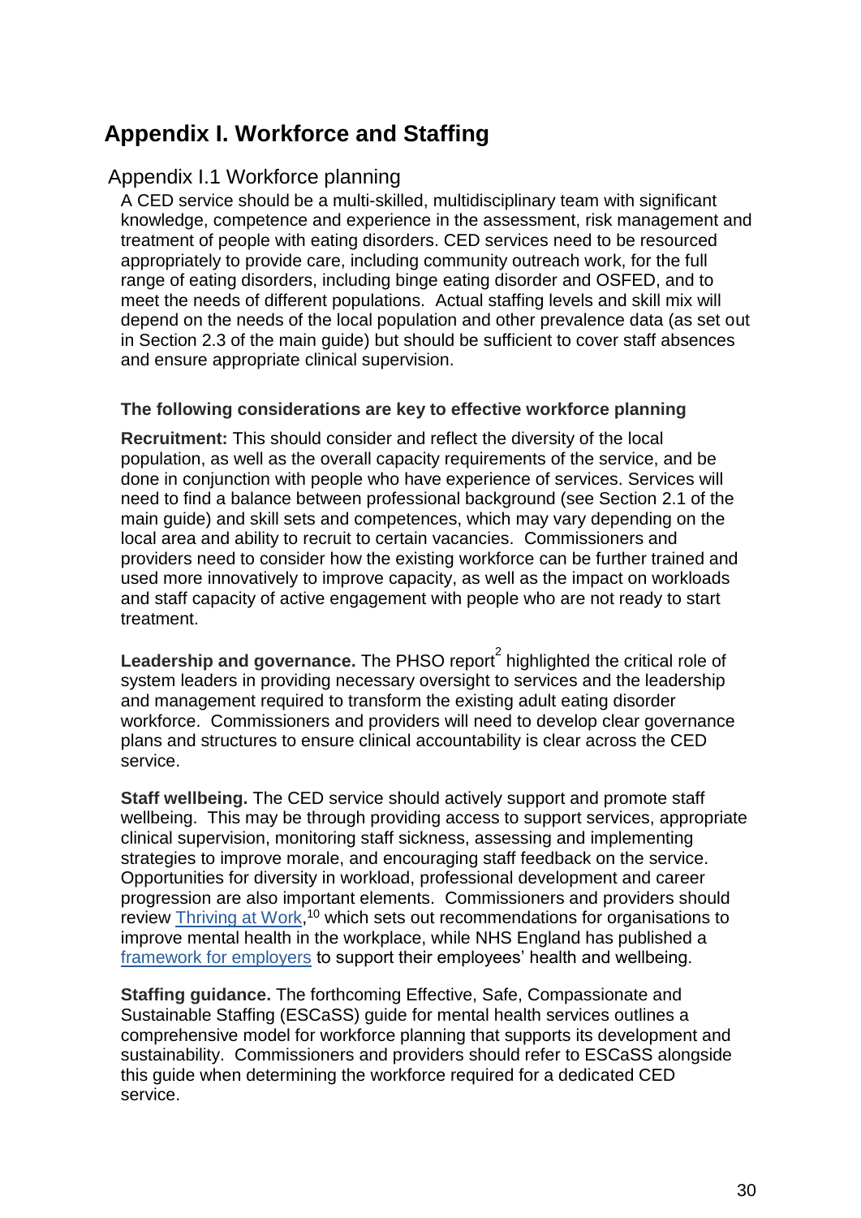# Appendix I. Workforce and Staffing

## Appendix I.1 Workforce planning

A CED service should be a multi-skilled, multidisciplinary team with significant knowledge, competence and experience in the assessment, risk management and treatment of people with eating disorders. CED services need to be resourced appropriately to provide care, including community outreach work, for the full range of eating disorders, including binge eating disorder and OSFED, and to meet the needs of different populations. Actual staffing levels and skill mix will depend on the needs of the local population and other prevalence data (as set out in Section 2.3 of the main guide) but should be sufficient to cover staff absences and ensure appropriate clinical supervision.

**The following considerations are key to effective workforce planning**

**Recruitment:** This should consider and reflect the diversity of the local population, as well as the overall capacity requirements of the service, and be done in conjunction with people who have experience of services. Services will need to find a balance between professional background (see Section 2.1 of the main guide) and skill sets and competences, which may vary depending on the local area and ability to recruit to certain vacancies. Commissioners and providers need to consider how the existing workforce can be further trained and used more innovatively to improve capacity, as well as the impact on workloads and staff capacity of active engagement with people who are not ready to start treatment.

**Leadership and governance.** The PHSO report[2] highlighted the critical role of system leaders in providing necessary oversight to services and the leadership and management required to transform the existing adult eating disorder workforce. Commissioners and providers will need to develop clear governance plans and structures to ensure clinical accountability is clear across the CED service.

**Staff wellbeing.** The CED service should actively support and promote staff wellbeing. This may be through providing access to support services, appropriate clinical supervision, monitoring staff sickness, assessing and implementing strategies to improve morale, and encouraging staff feedback on the service. Opportunities for diversity in workload, professional development and career progression are also important elements. Commissioners and providers should review Thriving at Work,[10] which sets out recommendations for organisations to improve mental health in the workplace, while NHS England has published a framework for employers to support their employees' health and wellbeing.

**Staffing guidance.** The forthcoming Effective, Safe, Compassionate and Sustainable Staffing (ESCaSS) guide for mental health services outlines a comprehensive model for workforce planning that supports its development and sustainability. Commissioners and providers should refer to ESCaSS alongside this guide when determining the workforce required for a dedicated CED service.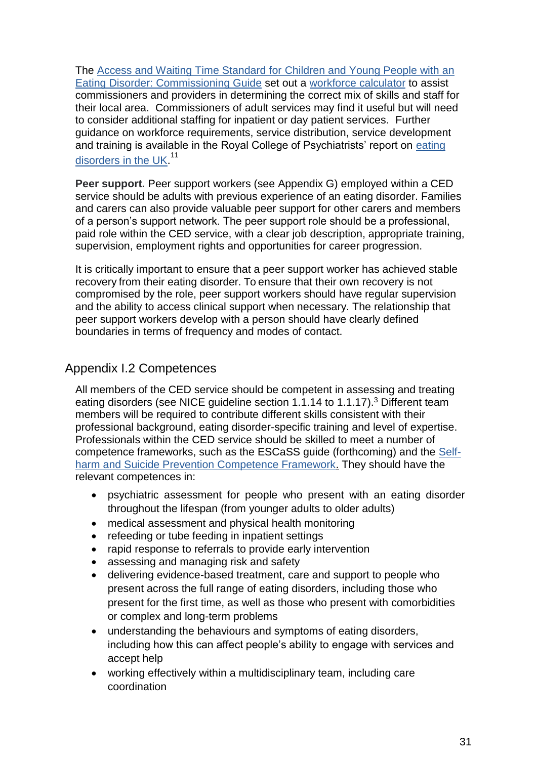The Access and Waiting Time Standard for Children and Young People with an Eating Disorder: Commissioning Guide set out a workforce calculator to assist commissioners and providers in determining the correct mix of skills and staff for their local area. Commissioners of adult services may find it useful but will need to consider additional staffing for inpatient or day patient services. Further guidance on workforce requirements, service distribution, service development and training is available in the Royal College of Psychiatrists' report on eating disorders in the UK.[11]

**Peer support.** Peer support workers (see Appendix G) employed within a CED service should be adults with previous experience of an eating disorder. Families and carers can also provide valuable peer support for other carers and members of a person's support network. The peer support role should be a professional, paid role within the CED service, with a clear job description, appropriate training, supervision, employment rights and opportunities for career progression.

It is critically important to ensure that a peer support worker has achieved stable recovery from their eating disorder. To ensure that their own recovery is not compromised by the role, peer support workers should have regular supervision and the ability to access clinical support when necessary. The relationship that peer support workers develop with a person should have clearly defined boundaries in terms of frequency and modes of contact.

## Appendix I.2 Competences

All members of the CED service should be competent in assessing and treating eating disorders (see NICE guideline section 1.1.14 to 1.1.17).[3] Different team members will be required to contribute different skills consistent with their professional background, eating disorder-specific training and level of expertise. Professionals within the CED service should be skilled to meet a number of competence frameworks, such as the ESCaSS guide (forthcoming) and the Self-harm and Suicide Prevention Competence Framework. They should have the relevant competences in:

- psychiatric assessment for people who present with an eating disorder throughout the lifespan (from younger adults to older adults)
- medical assessment and physical health monitoring
- refeeding or tube feeding in inpatient settings
- rapid response to referrals to provide early intervention
- assessing and managing risk and safety
- delivering evidence-based treatment, care and support to people who present across the full range of eating disorders, including those who present for the first time, as well as those who present with comorbidities or complex and long-term problems
- understanding the behaviours and symptoms of eating disorders, including how this can affect people's ability to engage with services and accept help
- working effectively within a multidisciplinary team, including care coordination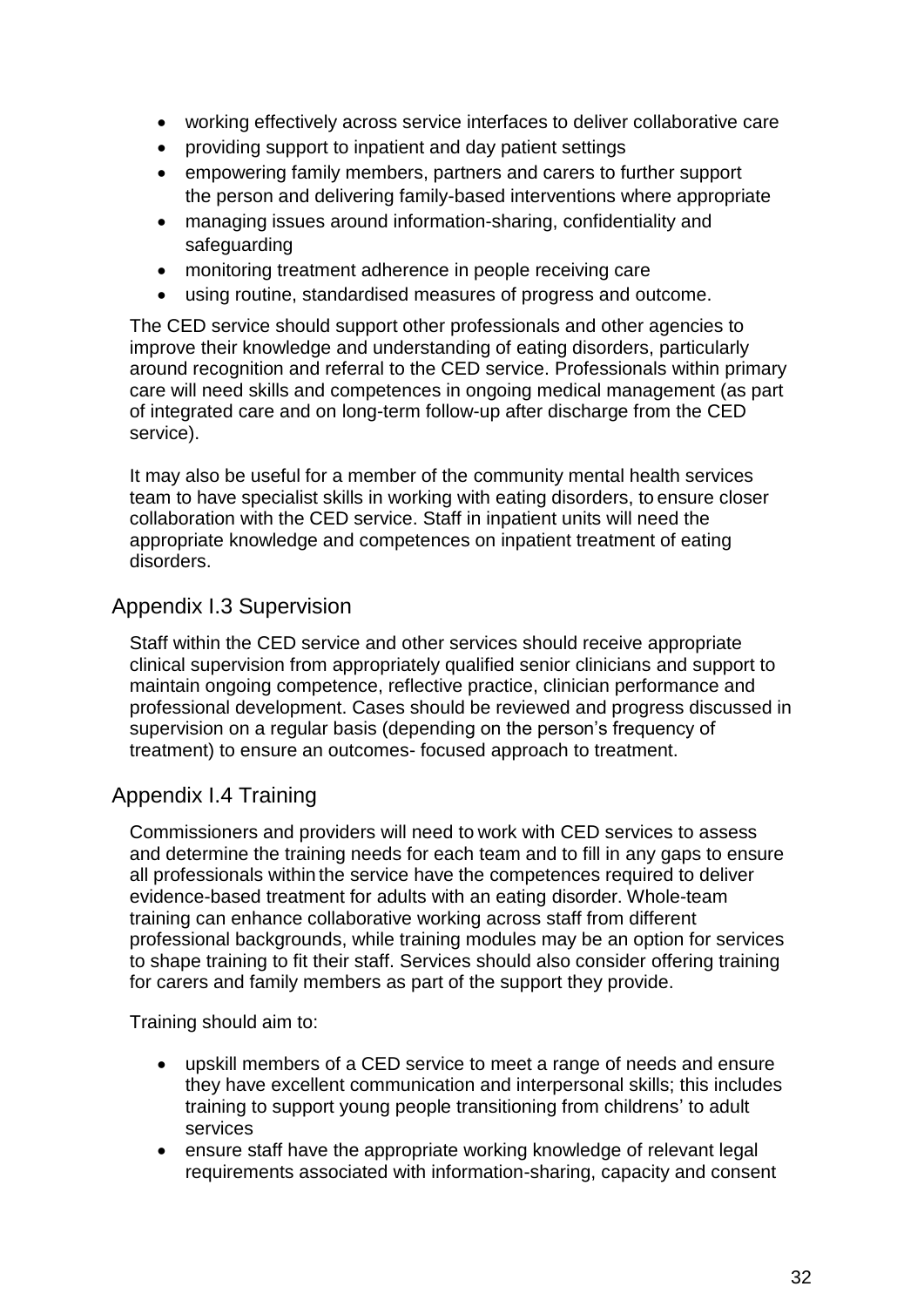- working effectively across service interfaces to deliver collaborative care
- providing support to inpatient and day patient settings
- empowering family members, partners and carers to further support the person and delivering family-based interventions where appropriate
- managing issues around information-sharing, confidentiality and safeguarding
- monitoring treatment adherence in people receiving care
- using routine, standardised measures of progress and outcome.

The CED service should support other professionals and other agencies to improve their knowledge and understanding of eating disorders, particularly around recognition and referral to the CED service. Professionals within primary care will need skills and competences in ongoing medical management (as part of integrated care and on long-term follow-up after discharge from the CED service).

It may also be useful for a member of the community mental health services team to have specialist skills in working with eating disorders, to ensure closer collaboration with the CED service. Staff in inpatient units will need the appropriate knowledge and competences on inpatient treatment of eating disorders.

## Appendix I.3 Supervision

Staff within the CED service and other services should receive appropriate clinical supervision from appropriately qualified senior clinicians and support to maintain ongoing competence, reflective practice, clinician performance and professional development. Cases should be reviewed and progress discussed in supervision on a regular basis (depending on the person's frequency of treatment) to ensure an outcomes- focused approach to treatment.

## Appendix I.4 Training

Commissioners and providers will need to work with CED services to assess and determine the training needs for each team and to fill in any gaps to ensure all professionals within the service have the competences required to deliver evidence-based treatment for adults with an eating disorder. Whole-team training can enhance collaborative working across staff from different professional backgrounds, while training modules may be an option for services to shape training to fit their staff. Services should also consider offering training for carers and family members as part of the support they provide.

Training should aim to:

- upskill members of a CED service to meet a range of needs and ensure they have excellent communication and interpersonal skills; this includes training to support young people transitioning from childrens' to adult services
- ensure staff have the appropriate working knowledge of relevant legal requirements associated with information-sharing, capacity and consent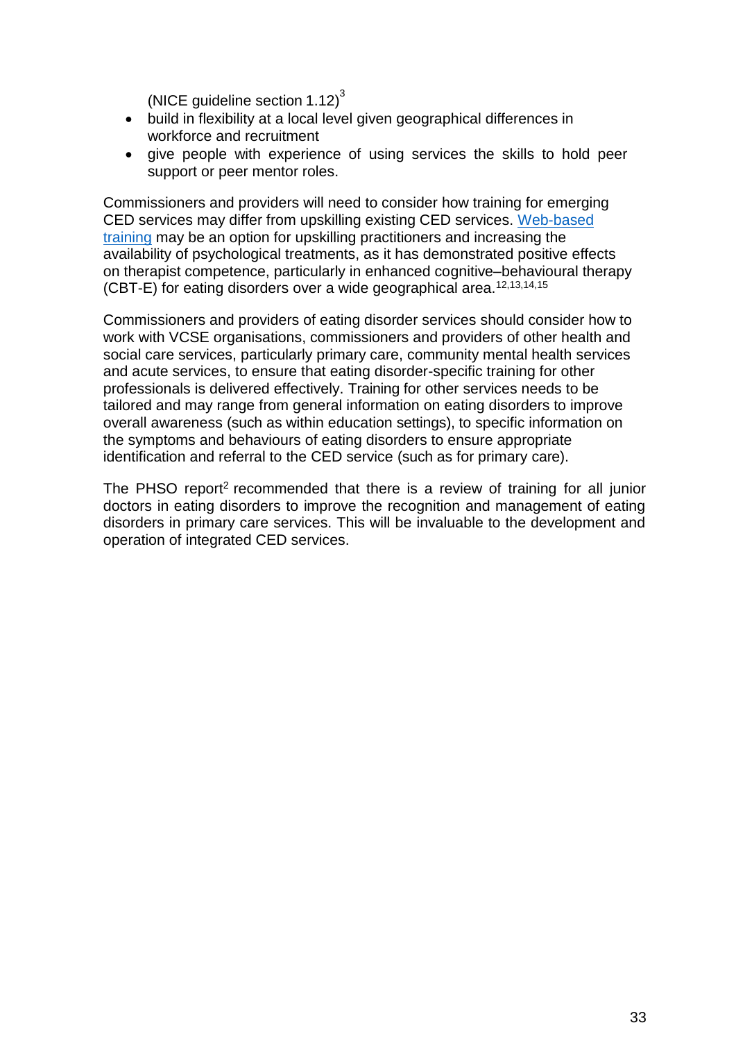(NICE guideline section 1.12)[3]

- build in flexibility at a local level given geographical differences in workforce and recruitment
- give people with experience of using services the skills to hold peer support or peer mentor roles.

Commissioners and providers will need to consider how training for emerging CED services may differ from upskilling existing CED services. Web-based training may be an option for upskilling practitioners and increasing the availability of psychological treatments, as it has demonstrated positive effects on therapist competence, particularly in enhanced cognitive–behavioural therapy (CBT-E) for eating disorders over a wide geographical area.[12,13,14,15]

Commissioners and providers of eating disorder services should consider how to work with VCSE organisations, commissioners and providers of other health and social care services, particularly primary care, community mental health services and acute services, to ensure that eating disorder-specific training for other professionals is delivered effectively. Training for other services needs to be tailored and may range from general information on eating disorders to improve overall awareness (such as within education settings), to specific information on the symptoms and behaviours of eating disorders to ensure appropriate identification and referral to the CED service (such as for primary care).

The PHSO report[2] recommended that there is a review of training for all junior doctors in eating disorders to improve the recognition and management of eating disorders in primary care services. This will be invaluable to the development and operation of integrated CED services.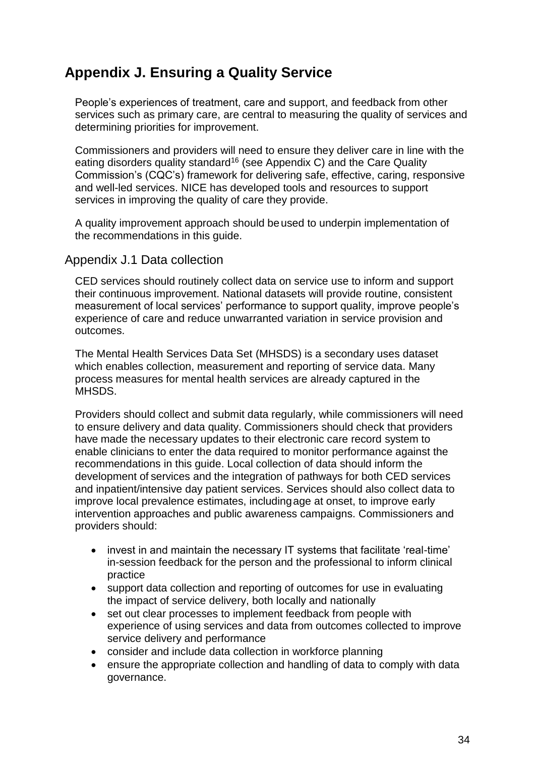## Appendix J. Ensuring a Quality Service

People's experiences of treatment, care and support, and feedback from other services such as primary care, are central to measuring the quality of services and determining priorities for improvement.

Commissioners and providers will need to ensure they deliver care in line with the eating disorders quality standard[16] (see Appendix C) and the Care Quality Commission's (CQC's) framework for delivering safe, effective, caring, responsive and well-led services. NICE has developed tools and resources to support services in improving the quality of care they provide.

A quality improvement approach should be used to underpin implementation of the recommendations in this guide.

### Appendix J.1 Data collection

CED services should routinely collect data on service use to inform and support their continuous improvement. National datasets will provide routine, consistent measurement of local services' performance to support quality, improve people's experience of care and reduce unwarranted variation in service provision and outcomes.

The Mental Health Services Data Set (MHSDS) is a secondary uses dataset which enables collection, measurement and reporting of service data. Many process measures for mental health services are already captured in the MHSDS.

Providers should collect and submit data regularly, while commissioners will need to ensure delivery and data quality. Commissioners should check that providers have made the necessary updates to their electronic care record system to enable clinicians to enter the data required to monitor performance against the recommendations in this guide. Local collection of data should inform the development of services and the integration of pathways for both CED services and inpatient/intensive day patient services. Services should also collect data to improve local prevalence estimates, including age at onset, to improve early intervention approaches and public awareness campaigns. Commissioners and providers should:

- invest in and maintain the necessary IT systems that facilitate 'real-time' in-session feedback for the person and the professional to inform clinical practice
- support data collection and reporting of outcomes for use in evaluating the impact of service delivery, both locally and nationally
- set out clear processes to implement feedback from people with experience of using services and data from outcomes collected to improve service delivery and performance
- consider and include data collection in workforce planning
- ensure the appropriate collection and handling of data to comply with data governance.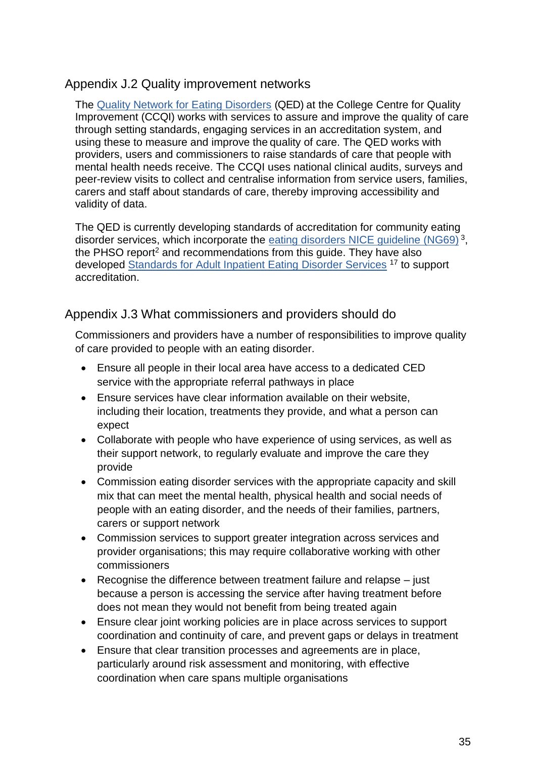## Appendix J.2 Quality improvement networks

The Quality Network for Eating Disorders (QED) at the College Centre for Quality Improvement (CCQI) works with services to assure and improve the quality of care through setting standards, engaging services in an accreditation system, and using these to measure and improve the quality of care. The QED works with providers, users and commissioners to raise standards of care that people with mental health needs receive. The CCQI uses national clinical audits, surveys and peer-review visits to collect and centralise information from service users, families, carers and staff about standards of care, thereby improving accessibility and validity of data.

The QED is currently developing standards of accreditation for community eating disorder services, which incorporate the eating disorders NICE guideline (NG69)[3], the PHSO report[2] and recommendations from this guide. They have also developed Standards for Adult Inpatient Eating Disorder Services[17] to support accreditation.

## Appendix J.3 What commissioners and providers should do

Commissioners and providers have a number of responsibilities to improve quality of care provided to people with an eating disorder.

- Ensure all people in their local area have access to a dedicated CED service with the appropriate referral pathways in place
- Ensure services have clear information available on their website, including their location, treatments they provide, and what a person can expect
- Collaborate with people who have experience of using services, as well as their support network, to regularly evaluate and improve the care they provide
- Commission eating disorder services with the appropriate capacity and skill mix that can meet the mental health, physical health and social needs of people with an eating disorder, and the needs of their families, partners, carers or support network
- Commission services to support greater integration across services and provider organisations; this may require collaborative working with other commissioners
- Recognise the difference between treatment failure and relapse – just because a person is accessing the service after having treatment before does not mean they would not benefit from being treated again
- Ensure clear joint working policies are in place across services to support coordination and continuity of care, and prevent gaps or delays in treatment
- Ensure that clear transition processes and agreements are in place, particularly around risk assessment and monitoring, with effective coordination when care spans multiple organisations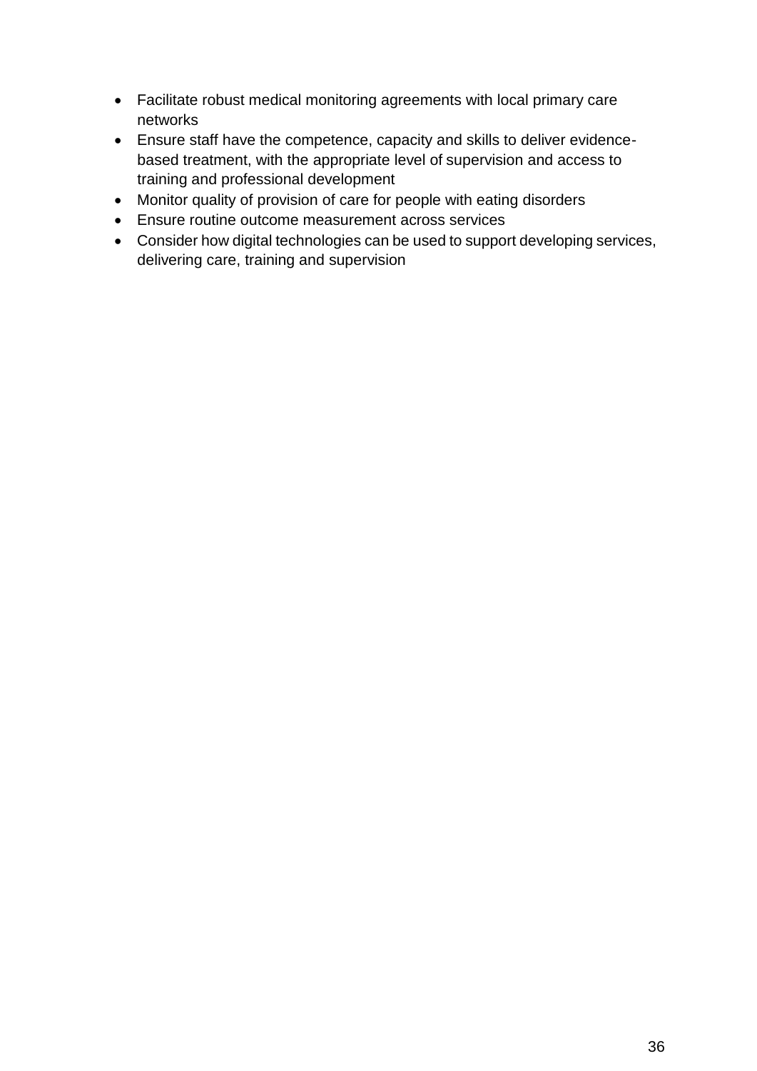- Facilitate robust medical monitoring agreements with local primary care networks
- Ensure staff have the competence, capacity and skills to deliver evidence-based treatment, with the appropriate level of supervision and access to training and professional development
- Monitor quality of provision of care for people with eating disorders
- Ensure routine outcome measurement across services
- Consider how digital technologies can be used to support developing services, delivering care, training and supervision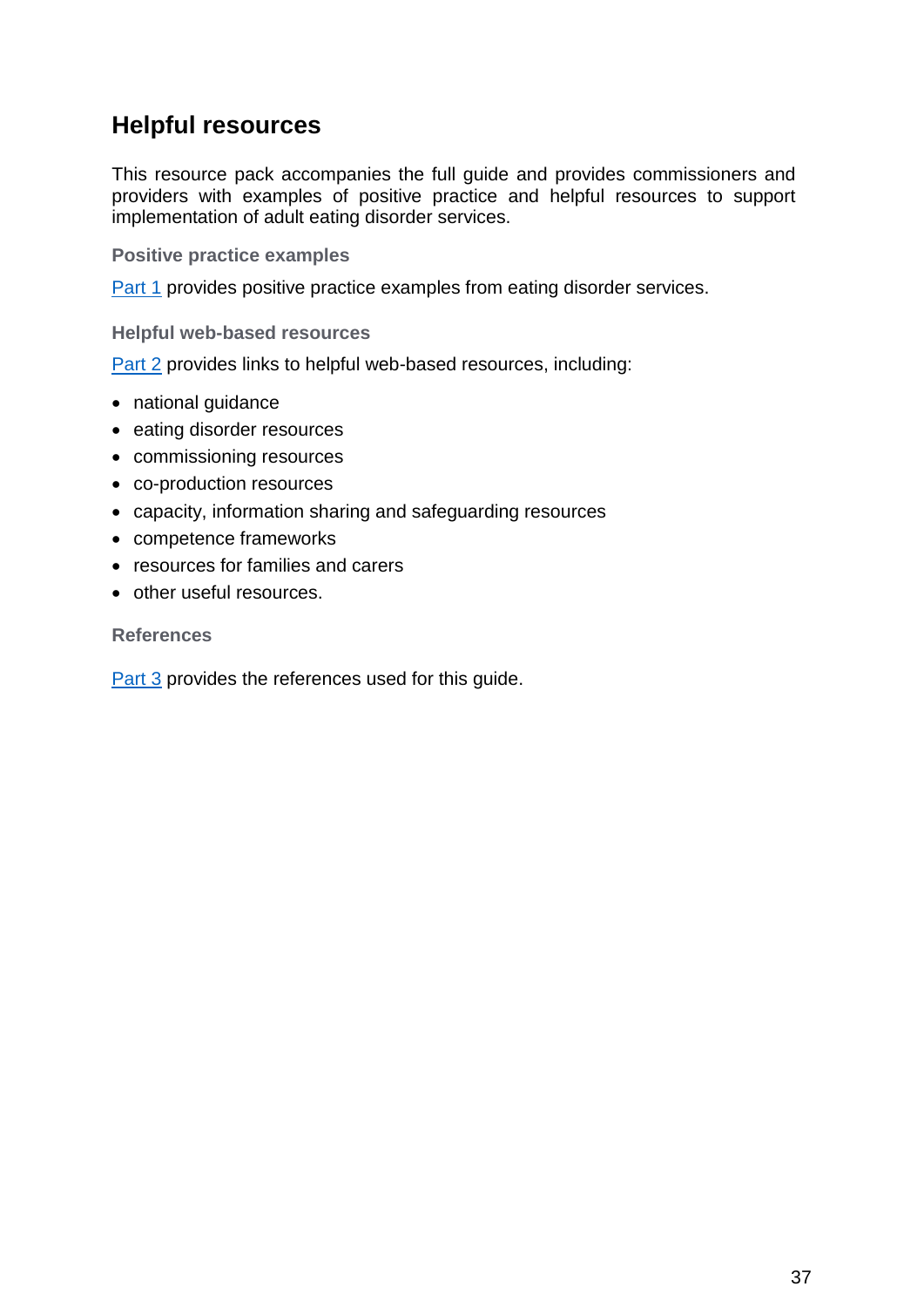## Helpful resources

This resource pack accompanies the full guide and provides commissioners and providers with examples of positive practice and helpful resources to support implementation of adult eating disorder services.

### Positive practice examples

Part 1 provides positive practice examples from eating disorder services.

### Helpful web-based resources

Part 2 provides links to helpful web-based resources, including:

- national guidance
- eating disorder resources
- commissioning resources
- co-production resources
- capacity, information sharing and safeguarding resources
- competence frameworks
- resources for families and carers
- other useful resources.

### References

Part 3 provides the references used for this guide.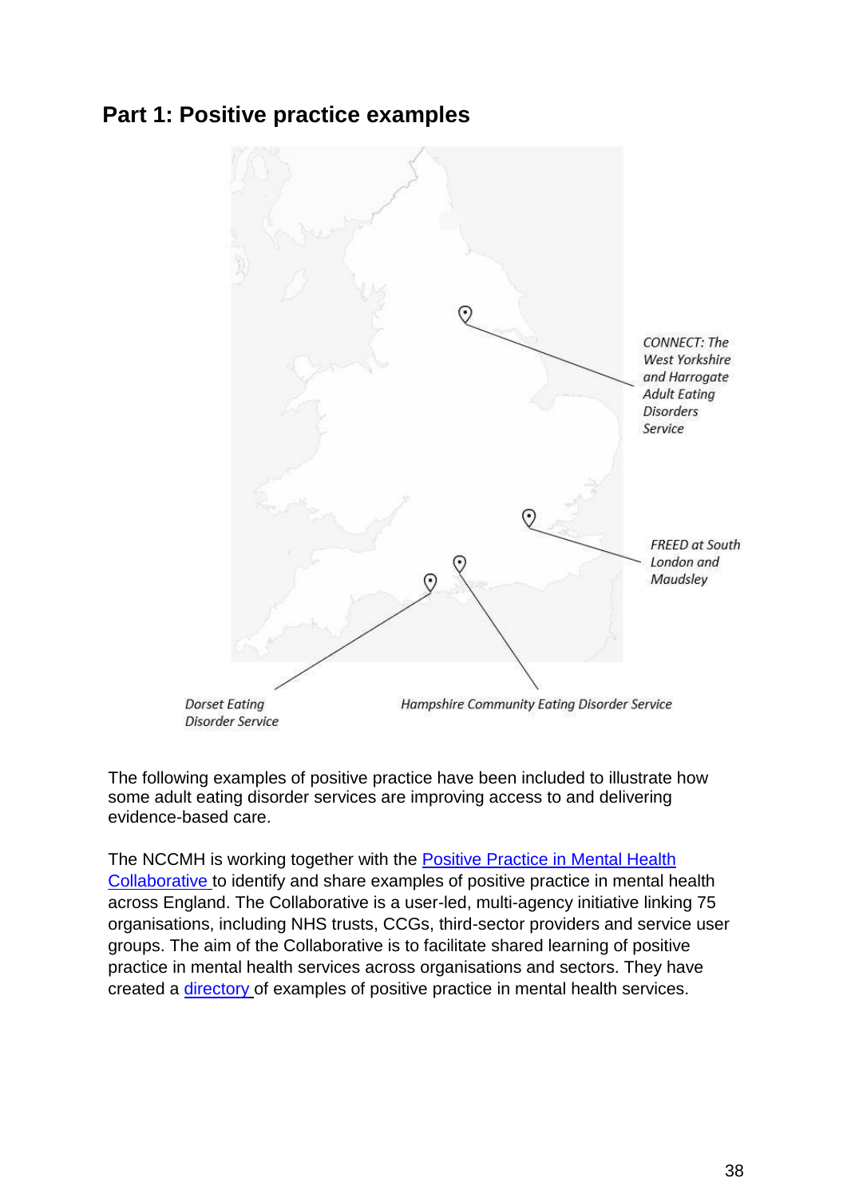## Part 1: Positive practice examples

*CONNECT: The West Yorkshire and Harrogate Adult Eating Disorders Service*

*FREED at South London and Maudsley*

*Dorset Eating Disorder Service*

*Hampshire Community Eating Disorder Service*

The following examples of positive practice have been included to illustrate how some adult eating disorder services are improving access to and delivering evidence-based care.

The NCCMH is working together with the Positive Practice in Mental Health Collaborative to identify and share examples of positive practice in mental health across England. The Collaborative is a user-led, multi-agency initiative linking 75 organisations, including NHS trusts, CCGs, third-sector providers and service user groups. The aim of the Collaborative is to facilitate shared learning of positive practice in mental health services across organisations and sectors. They have created a directory of examples of positive practice in mental health services.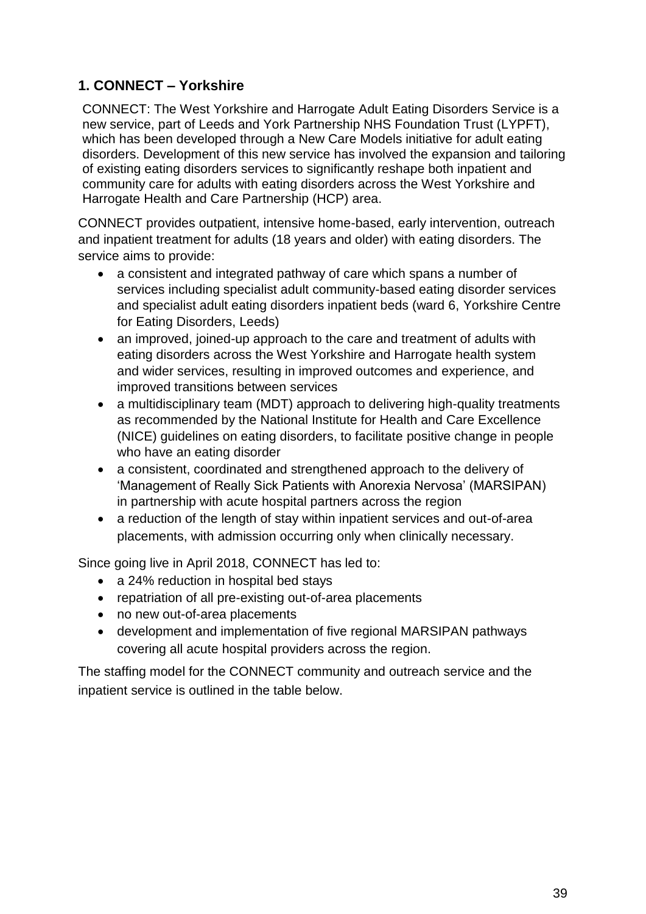## 1. CONNECT – Yorkshire

CONNECT: The West Yorkshire and Harrogate Adult Eating Disorders Service is a new service, part of Leeds and York Partnership NHS Foundation Trust (LYPFT), which has been developed through a New Care Models initiative for adult eating disorders. Development of this new service has involved the expansion and tailoring of existing eating disorders services to significantly reshape both inpatient and community care for adults with eating disorders across the West Yorkshire and Harrogate Health and Care Partnership (HCP) area.

CONNECT provides outpatient, intensive home-based, early intervention, outreach and inpatient treatment for adults (18 years and older) with eating disorders. The service aims to provide:

- a consistent and integrated pathway of care which spans a number of services including specialist adult community-based eating disorder services and specialist adult eating disorders inpatient beds (ward 6, Yorkshire Centre for Eating Disorders, Leeds)
- an improved, joined-up approach to the care and treatment of adults with eating disorders across the West Yorkshire and Harrogate health system and wider services, resulting in improved outcomes and experience, and improved transitions between services
- a multidisciplinary team (MDT) approach to delivering high-quality treatments as recommended by the National Institute for Health and Care Excellence (NICE) guidelines on eating disorders, to facilitate positive change in people who have an eating disorder
- a consistent, coordinated and strengthened approach to the delivery of 'Management of Really Sick Patients with Anorexia Nervosa' (MARSIPAN) in partnership with acute hospital partners across the region
- a reduction of the length of stay within inpatient services and out-of-area placements, with admission occurring only when clinically necessary.

Since going live in April 2018, CONNECT has led to:

- a 24% reduction in hospital bed stays
- repatriation of all pre-existing out-of-area placements
- no new out-of-area placements
- development and implementation of five regional MARSIPAN pathways covering all acute hospital providers across the region.

The staffing model for the CONNECT community and outreach service and the inpatient service is outlined in the table below.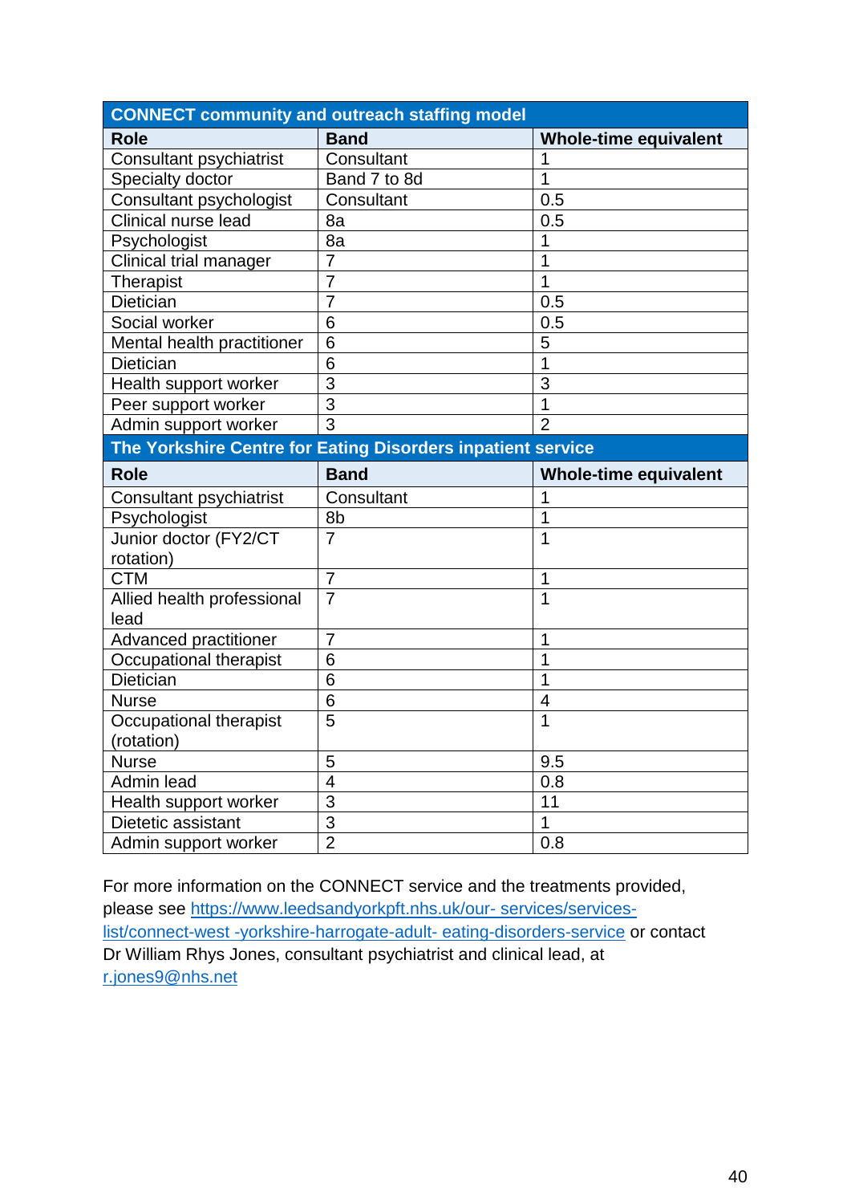| CONNECT community and outreach staffing model | | |
|---|---|---|
| **Role** | **Band** | **Whole-time equivalent** |
| Consultant psychiatrist | Consultant | 1 |
| Specialty doctor | Band 7 to 8d | 1 |
| Consultant psychologist | Consultant | 0.5 |
| Clinical nurse lead | 8a | 0.5 |
| Psychologist | 8a | 1 |
| Clinical trial manager | 7 | 1 |
| Therapist | 7 | 1 |
| Dietician | 7 | 0.5 |
| Social worker | 6 | 0.5 |
| Mental health practitioner | 6 | 5 |
| Dietician | 6 | 1 |
| Health support worker | 3 | 3 |
| Peer support worker | 3 | 1 |
| Admin support worker | 3 | 2 |
| **The Yorkshire Centre for Eating Disorders inpatient service** | | |
| **Role** | **Band** | **Whole-time equivalent** |
| Consultant psychiatrist | Consultant | 1 |
| Psychologist | 8b | 1 |
| Junior doctor (FY2/CT rotation) | 7 | 1 |
| CTM | 7 | 1 |
| Allied health professional lead | 7 | 1 |
| Advanced practitioner | 7 | 1 |
| Occupational therapist | 6 | 1 |
| Dietician | 6 | 1 |
| Nurse | 6 | 4 |
| Occupational therapist (rotation) | 5 | 1 |
| Nurse | 5 | 9.5 |
| Admin lead | 4 | 0.8 |
| Health support worker | 3 | 11 |
| Dietetic assistant | 3 | 1 |
| Admin support worker | 2 | 0.8 |

For more information on the CONNECT service and the treatments provided, please see [https://www.leedsandyorkpft.nhs.uk/our- services/services-list/connect-west -yorkshire-harrogate-adult- eating-disorders-service](https://www.leedsandyorkpft.nhs.uk/our-services/services-list/connect-west-yorkshire-harrogate-adult-eating-disorders-service) or contact Dr William Rhys Jones, consultant psychiatrist and clinical lead, at [r.jones9@nhs.net](mailto:r.jones9@nhs.net)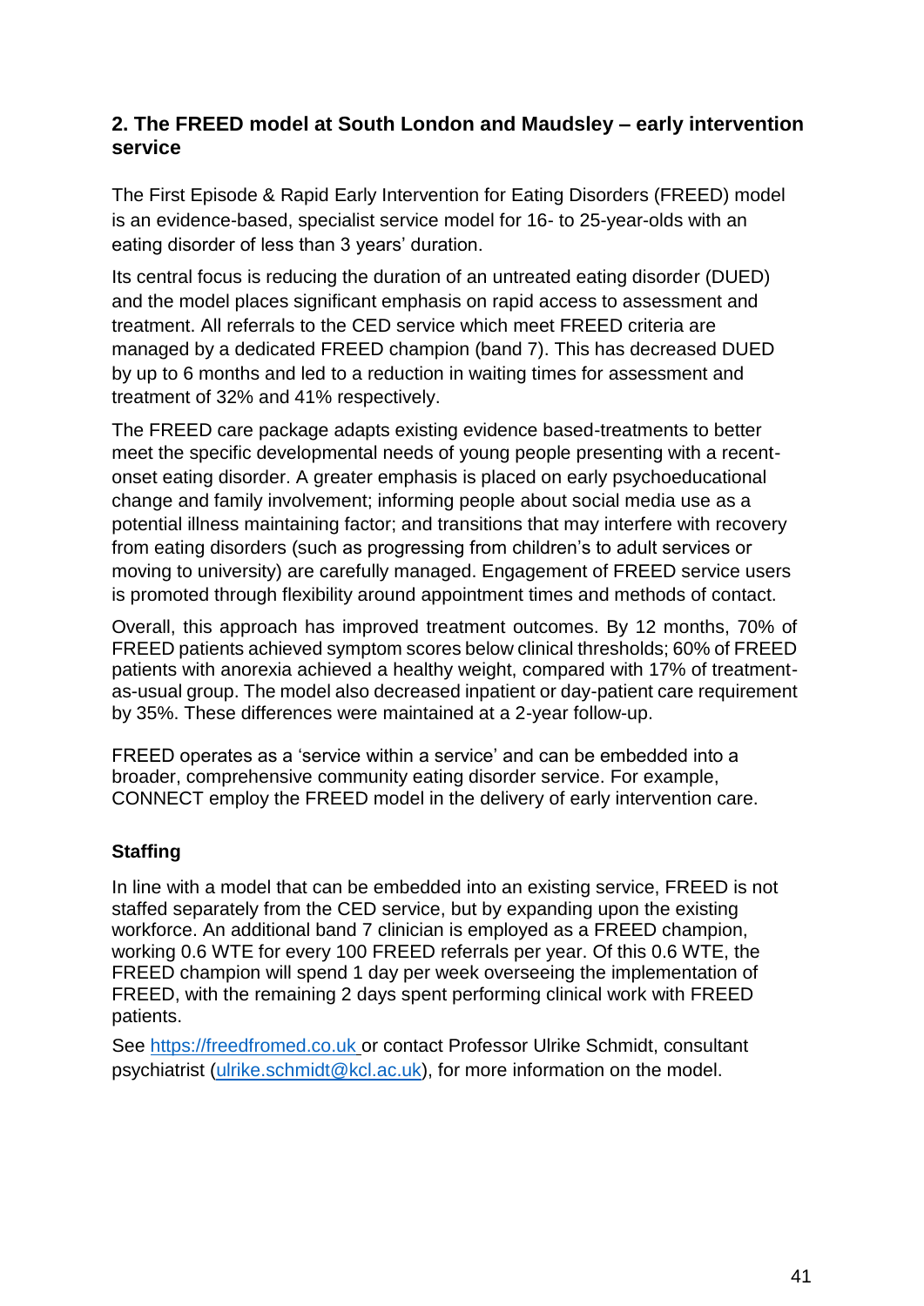## 2. The FREED model at South London and Maudsley – early intervention service

The First Episode & Rapid Early Intervention for Eating Disorders (FREED) model is an evidence-based, specialist service model for 16- to 25-year-olds with an eating disorder of less than 3 years' duration.

Its central focus is reducing the duration of an untreated eating disorder (DUED) and the model places significant emphasis on rapid access to assessment and treatment. All referrals to the CED service which meet FREED criteria are managed by a dedicated FREED champion (band 7). This has decreased DUED by up to 6 months and led to a reduction in waiting times for assessment and treatment of 32% and 41% respectively.

The FREED care package adapts existing evidence based-treatments to better meet the specific developmental needs of young people presenting with a recent-onset eating disorder. A greater emphasis is placed on early psychoeducational change and family involvement; informing people about social media use as a potential illness maintaining factor; and transitions that may interfere with recovery from eating disorders (such as progressing from children's to adult services or moving to university) are carefully managed. Engagement of FREED service users is promoted through flexibility around appointment times and methods of contact.

Overall, this approach has improved treatment outcomes. By 12 months, 70% of FREED patients achieved symptom scores below clinical thresholds; 60% of FREED patients with anorexia achieved a healthy weight, compared with 17% of treatment-as-usual group. The model also decreased inpatient or day-patient care requirement by 35%. These differences were maintained at a 2-year follow-up.

FREED operates as a 'service within a service' and can be embedded into a broader, comprehensive community eating disorder service. For example, CONNECT employ the FREED model in the delivery of early intervention care.

### Staffing

In line with a model that can be embedded into an existing service, FREED is not staffed separately from the CED service, but by expanding upon the existing workforce. An additional band 7 clinician is employed as a FREED champion, working 0.6 WTE for every 100 FREED referrals per year. Of this 0.6 WTE, the FREED champion will spend 1 day per week overseeing the implementation of FREED, with the remaining 2 days spent performing clinical work with FREED patients.

See [https://freedfromed.co.uk](https://freedfromed.co.uk) or contact Professor Ulrike Schmidt, consultant psychiatrist ([ulrike.schmidt@kcl.ac.uk](mailto:ulrike.schmidt@kcl.ac.uk)), for more information on the model.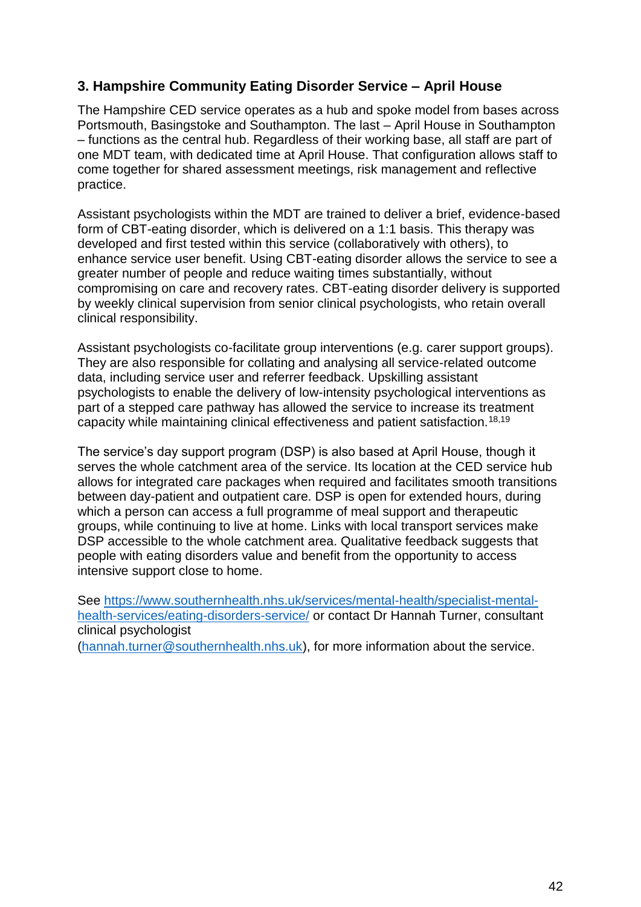### 3. Hampshire Community Eating Disorder Service – April House

The Hampshire CED service operates as a hub and spoke model from bases across Portsmouth, Basingstoke and Southampton. The last – April House in Southampton – functions as the central hub. Regardless of their working base, all staff are part of one MDT team, with dedicated time at April House. That configuration allows staff to come together for shared assessment meetings, risk management and reflective practice.

Assistant psychologists within the MDT are trained to deliver a brief, evidence-based form of CBT-eating disorder, which is delivered on a 1:1 basis. This therapy was developed and first tested within this service (collaboratively with others), to enhance service user benefit. Using CBT-eating disorder allows the service to see a greater number of people and reduce waiting times substantially, without compromising on care and recovery rates. CBT-eating disorder delivery is supported by weekly clinical supervision from senior clinical psychologists, who retain overall clinical responsibility.

Assistant psychologists co-facilitate group interventions (e.g. carer support groups). They are also responsible for collating and analysing all service-related outcome data, including service user and referrer feedback. Upskilling assistant psychologists to enable the delivery of low-intensity psychological interventions as part of a stepped care pathway has allowed the service to increase its treatment capacity while maintaining clinical effectiveness and patient satisfaction.[18,19]

The service's day support program (DSP) is also based at April House, though it serves the whole catchment area of the service. Its location at the CED service hub allows for integrated care packages when required and facilitates smooth transitions between day-patient and outpatient care. DSP is open for extended hours, during which a person can access a full programme of meal support and therapeutic groups, while continuing to live at home. Links with local transport services make DSP accessible to the whole catchment area. Qualitative feedback suggests that people with eating disorders value and benefit from the opportunity to access intensive support close to home.

See [https://www.southernhealth.nhs.uk/services/mental-health/specialist-mental-health-services/eating-disorders-service/](https://www.southernhealth.nhs.uk/services/mental-health/specialist-mental-health-services/eating-disorders-service/) or contact Dr Hannah Turner, consultant clinical psychologist ([hannah.turner@southernhealth.nhs.uk](mailto:hannah.turner@southernhealth.nhs.uk)), for more information about the service.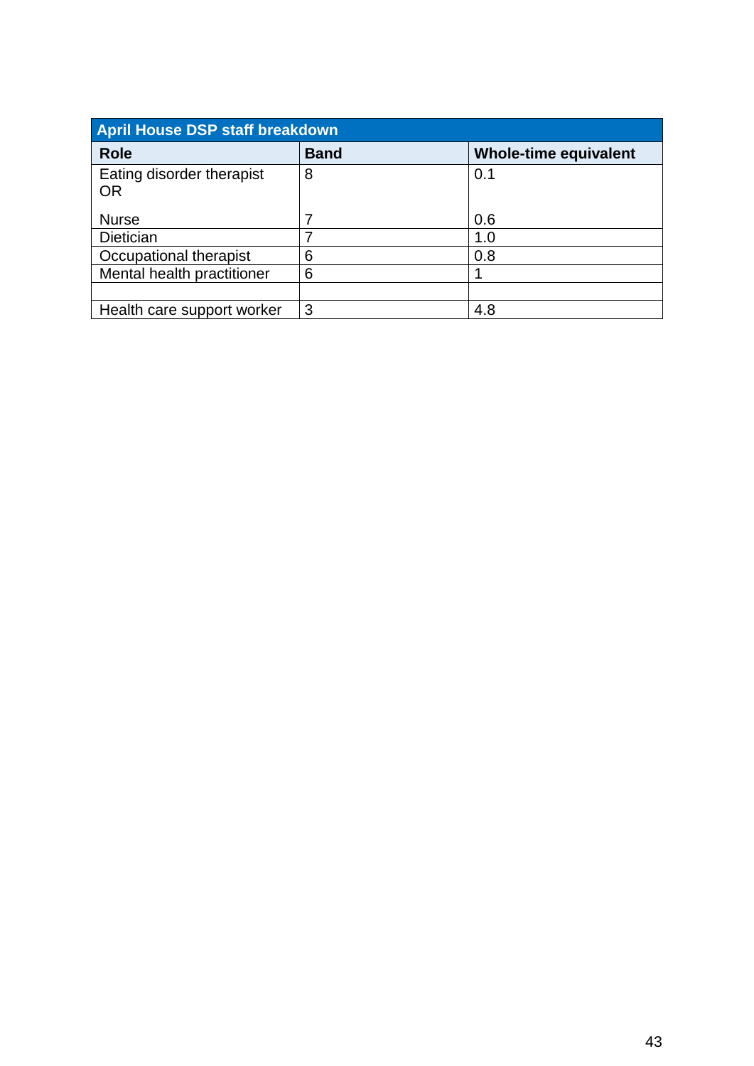| April House DSP staff breakdown | | |
|---|---|---|
| **Role** | **Band** | **Whole-time equivalent** |
| Eating disorder therapist OR<br><br>Nurse | 8<br><br>7 | 0.1<br><br>0.6 |
| Dietician | 7 | 1.0 |
| Occupational therapist | 6 | 0.8 |
| Mental health practitioner | 6 | 1 |
| | | |
| Health care support worker | 3 | 4.8 |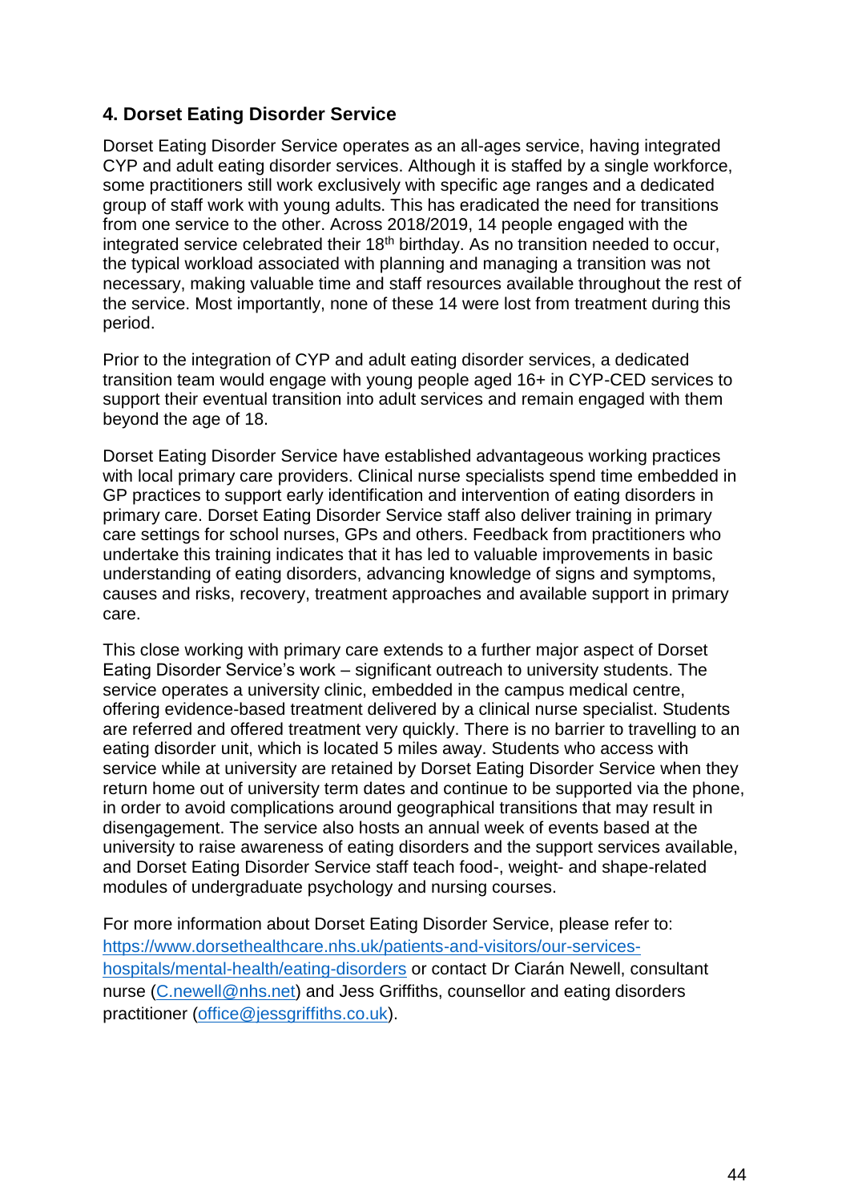## 4. Dorset Eating Disorder Service

Dorset Eating Disorder Service operates as an all-ages service, having integrated CYP and adult eating disorder services. Although it is staffed by a single workforce, some practitioners still work exclusively with specific age ranges and a dedicated group of staff work with young adults. This has eradicated the need for transitions from one service to the other. Across 2018/2019, 14 people engaged with the integrated service celebrated their 18th birthday. As no transition needed to occur, the typical workload associated with planning and managing a transition was not necessary, making valuable time and staff resources available throughout the rest of the service. Most importantly, none of these 14 were lost from treatment during this period.

Prior to the integration of CYP and adult eating disorder services, a dedicated transition team would engage with young people aged 16+ in CYP-CED services to support their eventual transition into adult services and remain engaged with them beyond the age of 18.

Dorset Eating Disorder Service have established advantageous working practices with local primary care providers. Clinical nurse specialists spend time embedded in GP practices to support early identification and intervention of eating disorders in primary care. Dorset Eating Disorder Service staff also deliver training in primary care settings for school nurses, GPs and others. Feedback from practitioners who undertake this training indicates that it has led to valuable improvements in basic understanding of eating disorders, advancing knowledge of signs and symptoms, causes and risks, recovery, treatment approaches and available support in primary care.

This close working with primary care extends to a further major aspect of Dorset Eating Disorder Service's work – significant outreach to university students. The service operates a university clinic, embedded in the campus medical centre, offering evidence-based treatment delivered by a clinical nurse specialist. Students are referred and offered treatment very quickly. There is no barrier to travelling to an eating disorder unit, which is located 5 miles away. Students who access with service while at university are retained by Dorset Eating Disorder Service when they return home out of university term dates and continue to be supported via the phone, in order to avoid complications around geographical transitions that may result in disengagement. The service also hosts an annual week of events based at the university to raise awareness of eating disorders and the support services available, and Dorset Eating Disorder Service staff teach food-, weight- and shape-related modules of undergraduate psychology and nursing courses.

For more information about Dorset Eating Disorder Service, please refer to: [https://www.dorsethealthcare.nhs.uk/patients-and-visitors/our-services-hospitals/mental-health/eating-disorders](https://www.dorsethealthcare.nhs.uk/patients-and-visitors/our-services-hospitals/mental-health/eating-disorders) or contact Dr Ciarán Newell, consultant nurse (C.newell@nhs.net) and Jess Griffiths, counsellor and eating disorders practitioner (office@jessgriffiths.co.uk).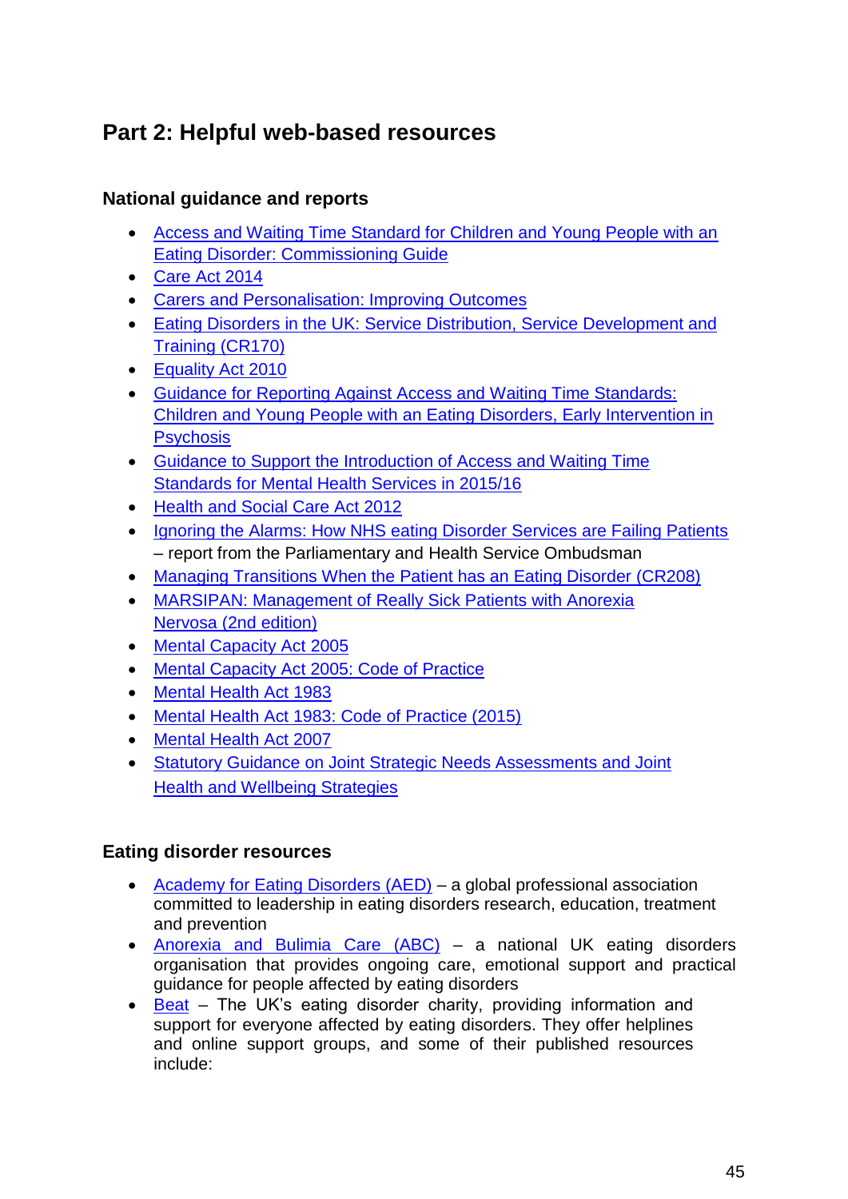## Part 2: Helpful web-based resources

### National guidance and reports

- Access and Waiting Time Standard for Children and Young People with an Eating Disorder: Commissioning Guide
- Care Act 2014
- Carers and Personalisation: Improving Outcomes
- Eating Disorders in the UK: Service Distribution, Service Development and Training (CR170)
- Equality Act 2010
- Guidance for Reporting Against Access and Waiting Time Standards: Children and Young People with an Eating Disorders, Early Intervention in Psychosis
- Guidance to Support the Introduction of Access and Waiting Time Standards for Mental Health Services in 2015/16
- Health and Social Care Act 2012
- Ignoring the Alarms: How NHS eating Disorder Services are Failing Patients – report from the Parliamentary and Health Service Ombudsman
- Managing Transitions When the Patient has an Eating Disorder (CR208)
- MARSIPAN: Management of Really Sick Patients with Anorexia Nervosa (2nd edition)
- Mental Capacity Act 2005
- Mental Capacity Act 2005: Code of Practice
- Mental Health Act 1983
- Mental Health Act 1983: Code of Practice (2015)
- Mental Health Act 2007
- Statutory Guidance on Joint Strategic Needs Assessments and Joint Health and Wellbeing Strategies

### Eating disorder resources

- Academy for Eating Disorders (AED) – a global professional association committed to leadership in eating disorders research, education, treatment and prevention
- Anorexia and Bulimia Care (ABC) – a national UK eating disorders organisation that provides ongoing care, emotional support and practical guidance for people affected by eating disorders
- Beat – The UK's eating disorder charity, providing information and support for everyone affected by eating disorders. They offer helplines and online support groups, and some of their published resources include: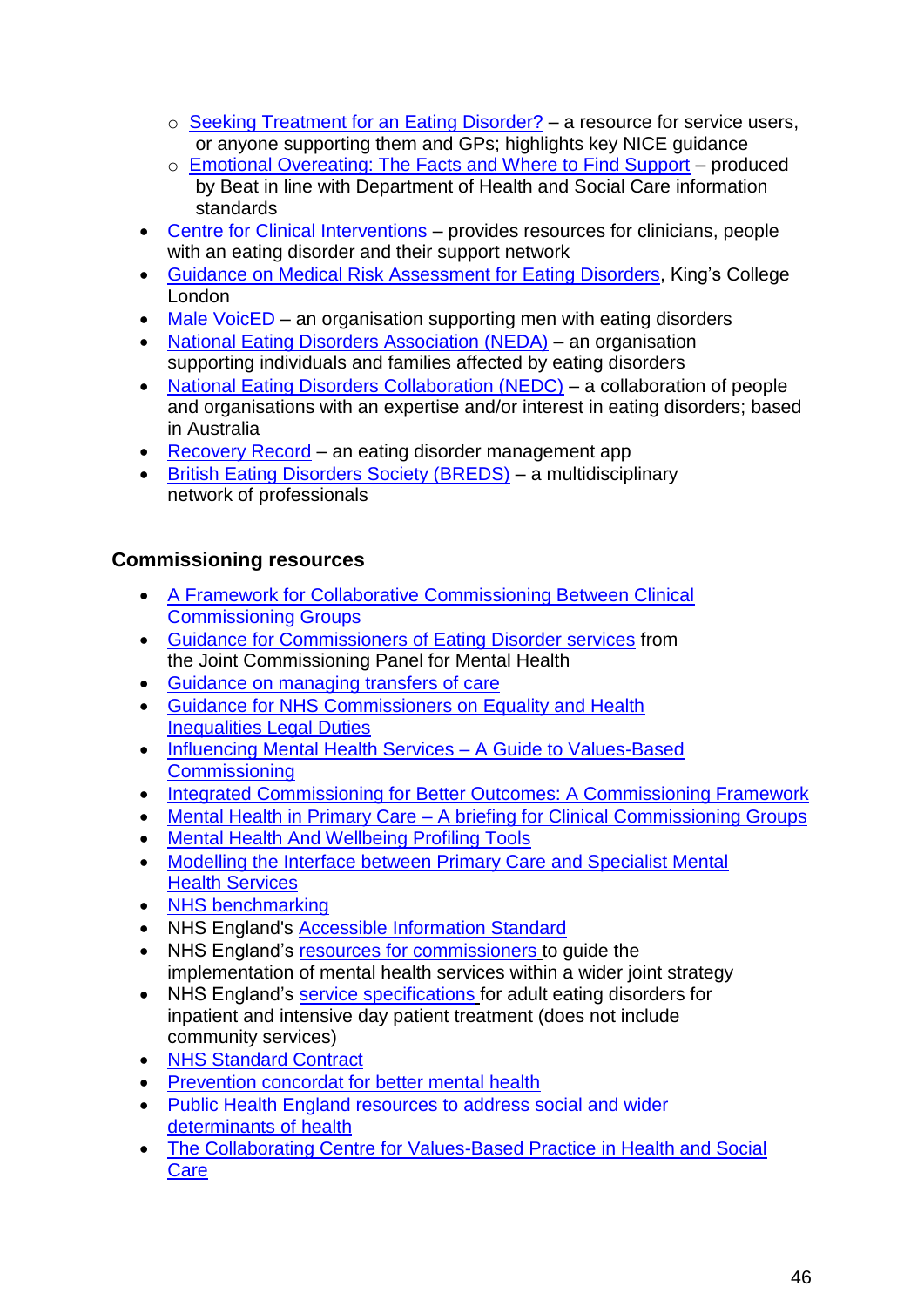- Seeking Treatment for an Eating Disorder? – a resource for service users, or anyone supporting them and GPs; highlights key NICE guidance
    - Emotional Overeating: The Facts and Where to Find Support – produced by Beat in line with Department of Health and Social Care information standards
- Centre for Clinical Interventions – provides resources for clinicians, people with an eating disorder and their support network
- Guidance on Medical Risk Assessment for Eating Disorders, King's College London
- Male VoicED – an organisation supporting men with eating disorders
- National Eating Disorders Association (NEDA) – an organisation supporting individuals and families affected by eating disorders
- National Eating Disorders Collaboration (NEDC) – a collaboration of people and organisations with an expertise and/or interest in eating disorders; based in Australia
- Recovery Record – an eating disorder management app
- British Eating Disorders Society (BREDS) – a multidisciplinary network of professionals

## Commissioning resources

- A Framework for Collaborative Commissioning Between Clinical Commissioning Groups
- Guidance for Commissioners of Eating Disorder services from the Joint Commissioning Panel for Mental Health
- Guidance on managing transfers of care
- Guidance for NHS Commissioners on Equality and Health Inequalities Legal Duties
- Influencing Mental Health Services – A Guide to Values-Based Commissioning
- Integrated Commissioning for Better Outcomes: A Commissioning Framework
- Mental Health in Primary Care – A briefing for Clinical Commissioning Groups
- Mental Health And Wellbeing Profiling Tools
- Modelling the Interface between Primary Care and Specialist Mental Health Services
- NHS benchmarking
- NHS England's Accessible Information Standard
- NHS England's resources for commissioners to guide the implementation of mental health services within a wider joint strategy
- NHS England's service specifications for adult eating disorders for inpatient and intensive day patient treatment (does not include community services)
- NHS Standard Contract
- Prevention concordat for better mental health
- Public Health England resources to address social and wider determinants of health
- The Collaborating Centre for Values-Based Practice in Health and Social Care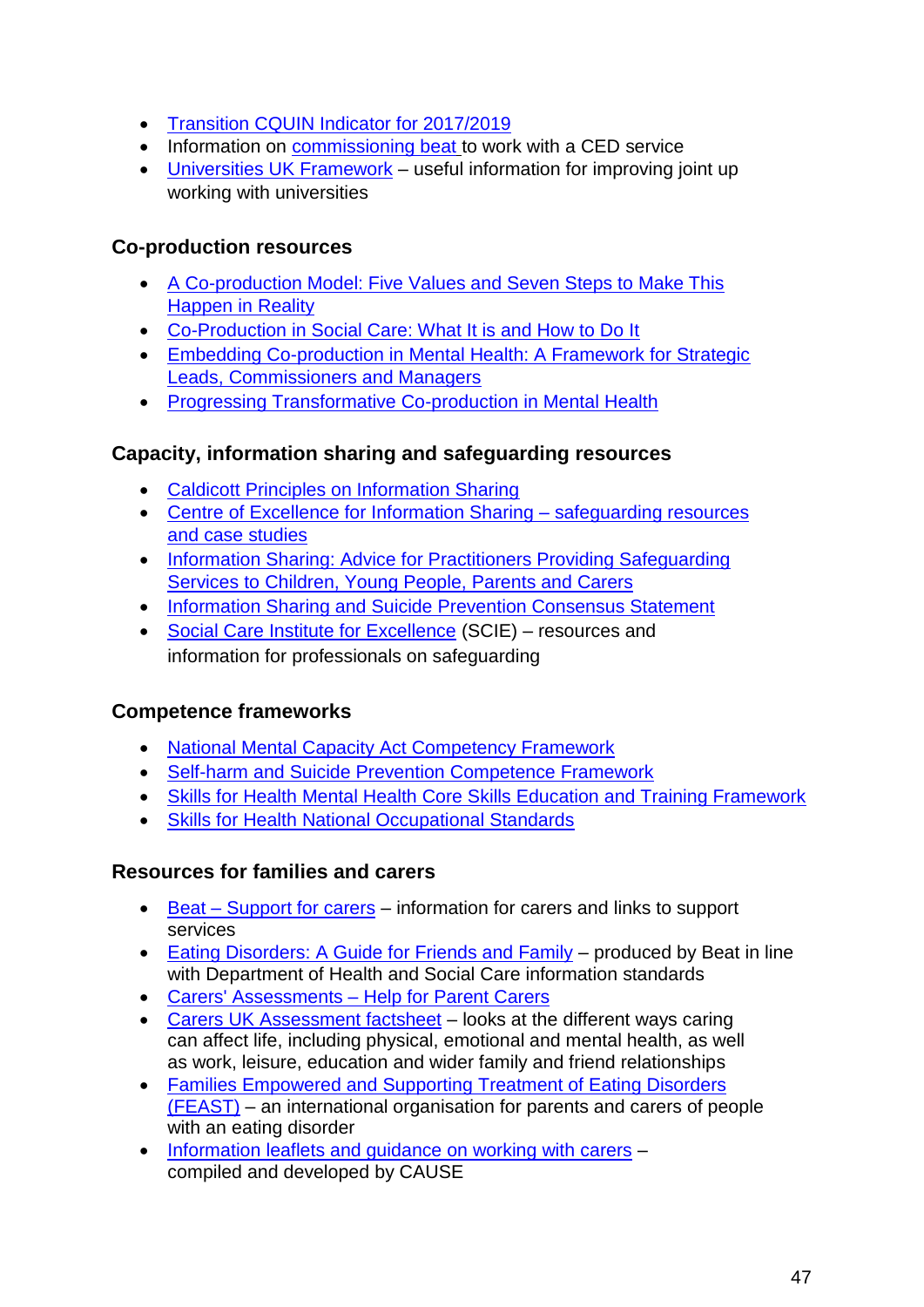- Transition CQUIN Indicator for 2017/2019
- Information on commissioning beat to work with a CED service
- Universities UK Framework – useful information for improving joint up working with universities

### Co-production resources

- A Co-production Model: Five Values and Seven Steps to Make This Happen in Reality
- Co-Production in Social Care: What It is and How to Do It
- Embedding Co-production in Mental Health: A Framework for Strategic Leads, Commissioners and Managers
- Progressing Transformative Co-production in Mental Health

### Capacity, information sharing and safeguarding resources

- Caldicott Principles on Information Sharing
- Centre of Excellence for Information Sharing – safeguarding resources and case studies
- Information Sharing: Advice for Practitioners Providing Safeguarding Services to Children, Young People, Parents and Carers
- Information Sharing and Suicide Prevention Consensus Statement
- Social Care Institute for Excellence (SCIE) – resources and information for professionals on safeguarding

### Competence frameworks

- National Mental Capacity Act Competency Framework
- Self-harm and Suicide Prevention Competence Framework
- Skills for Health Mental Health Core Skills Education and Training Framework
- Skills for Health National Occupational Standards

### Resources for families and carers

- Beat – Support for carers – information for carers and links to support services
- Eating Disorders: A Guide for Friends and Family – produced by Beat in line with Department of Health and Social Care information standards
- Carers' Assessments – Help for Parent Carers
- Carers UK Assessment factsheet – looks at the different ways caring can affect life, including physical, emotional and mental health, as well as work, leisure, education and wider family and friend relationships
- Families Empowered and Supporting Treatment of Eating Disorders (FEAST) – an international organisation for parents and carers of people with an eating disorder
- Information leaflets and guidance on working with carers – compiled and developed by CAUSE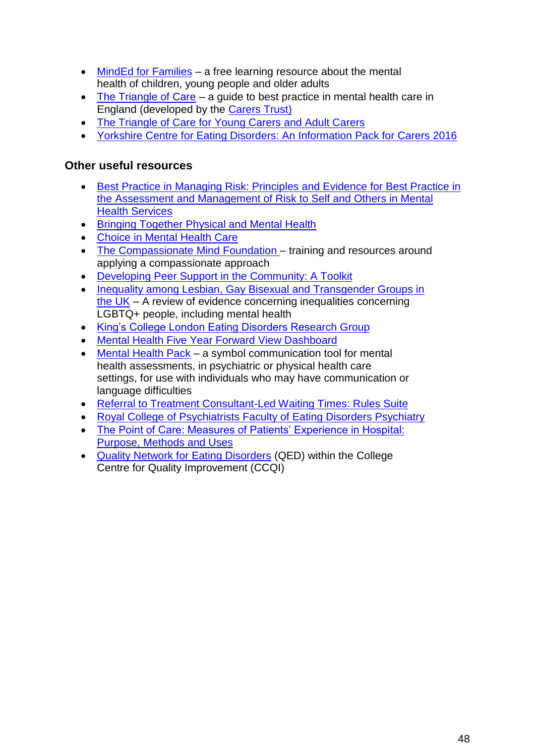- MindEd for Families – a free learning resource about the mental health of children, young people and older adults
- The Triangle of Care – a guide to best practice in mental health care in England (developed by the Carers Trust)
- The Triangle of Care for Young Carers and Adult Carers
- Yorkshire Centre for Eating Disorders: An Information Pack for Carers 2016

## Other useful resources

- Best Practice in Managing Risk: Principles and Evidence for Best Practice in the Assessment and Management of Risk to Self and Others in Mental Health Services
- Bringing Together Physical and Mental Health
- Choice in Mental Health Care
- The Compassionate Mind Foundation – training and resources around applying a compassionate approach
- Developing Peer Support in the Community: A Toolkit
- Inequality among Lesbian, Gay Bisexual and Transgender Groups in the UK – A review of evidence concerning inequalities concerning LGBTQ+ people, including mental health
- King's College London Eating Disorders Research Group
- Mental Health Five Year Forward View Dashboard
- Mental Health Pack – a symbol communication tool for mental health assessments, in psychiatric or physical health care settings, for use with individuals who may have communication or language difficulties
- Referral to Treatment Consultant-Led Waiting Times: Rules Suite
- Royal College of Psychiatrists Faculty of Eating Disorders Psychiatry
- The Point of Care: Measures of Patients' Experience in Hospital: Purpose, Methods and Uses
- Quality Network for Eating Disorders (QED) within the College Centre for Quality Improvement (CCQI)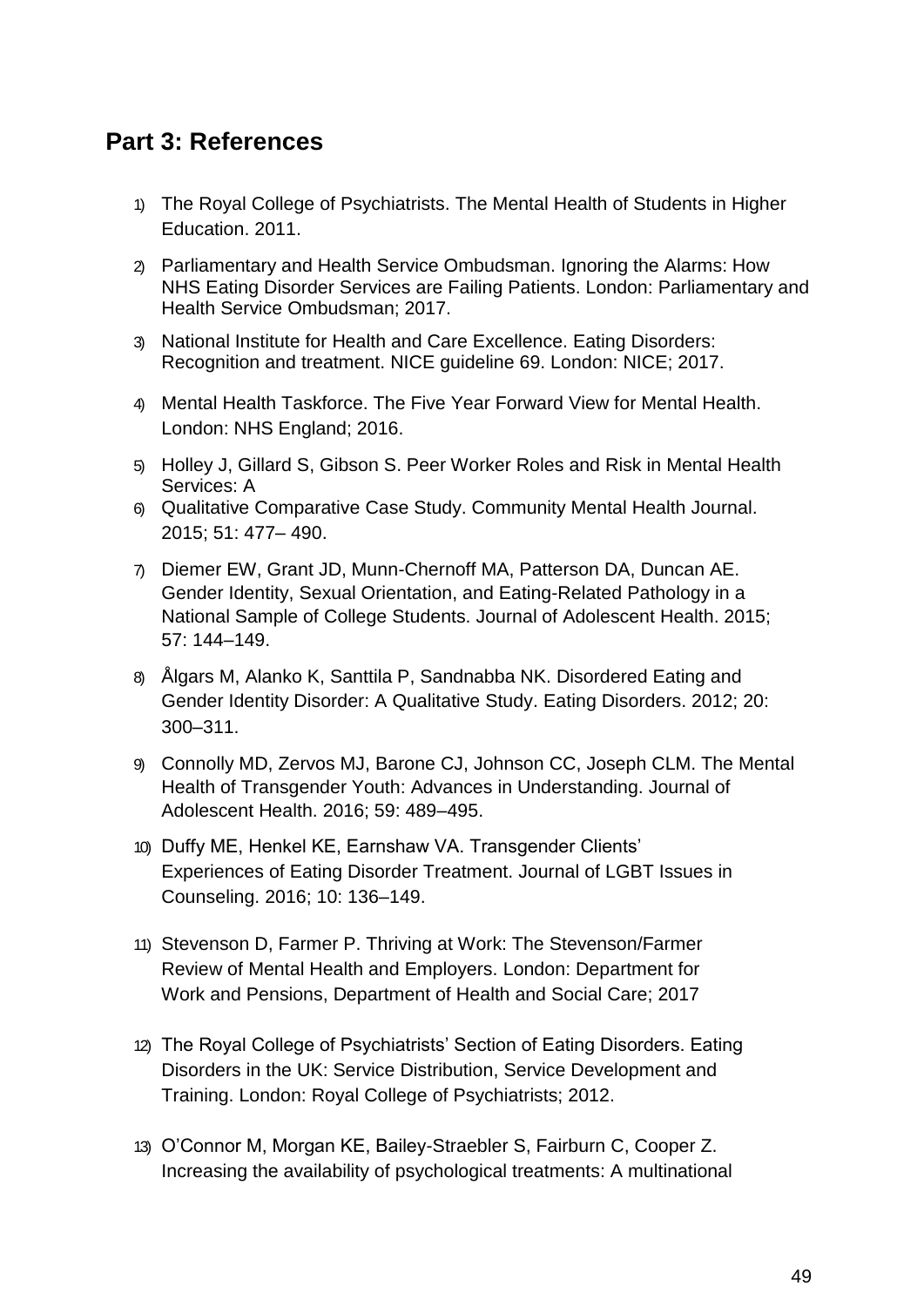## Part 3: References

1) The Royal College of Psychiatrists. The Mental Health of Students in Higher Education. 2011.
2) Parliamentary and Health Service Ombudsman. Ignoring the Alarms: How NHS Eating Disorder Services are Failing Patients. London: Parliamentary and Health Service Ombudsman; 2017.
3) National Institute for Health and Care Excellence. Eating Disorders: Recognition and treatment. NICE guideline 69. London: NICE; 2017.
4) Mental Health Taskforce. The Five Year Forward View for Mental Health. London: NHS England; 2016.
5) Holley J, Gillard S, Gibson S. Peer Worker Roles and Risk in Mental Health Services: A
6) Qualitative Comparative Case Study. Community Mental Health Journal. 2015; 51: 477– 490.
7) Diemer EW, Grant JD, Munn-Chernoff MA, Patterson DA, Duncan AE. Gender Identity, Sexual Orientation, and Eating-Related Pathology in a National Sample of College Students. Journal of Adolescent Health. 2015; 57: 144–149.
8) Ålgars M, Alanko K, Santtila P, Sandnabba NK. Disordered Eating and Gender Identity Disorder: A Qualitative Study. Eating Disorders. 2012; 20: 300–311.
9) Connolly MD, Zervos MJ, Barone CJ, Johnson CC, Joseph CLM. The Mental Health of Transgender Youth: Advances in Understanding. Journal of Adolescent Health. 2016; 59: 489–495.
10) Duffy ME, Henkel KE, Earnshaw VA. Transgender Clients' Experiences of Eating Disorder Treatment. Journal of LGBT Issues in Counseling. 2016; 10: 136–149.
11) Stevenson D, Farmer P. Thriving at Work: The Stevenson/Farmer Review of Mental Health and Employers. London: Department for Work and Pensions, Department of Health and Social Care; 2017
12) The Royal College of Psychiatrists' Section of Eating Disorders. Eating Disorders in the UK: Service Distribution, Service Development and Training. London: Royal College of Psychiatrists; 2012.
13) O'Connor M, Morgan KE, Bailey-Straebler S, Fairburn C, Cooper Z. Increasing the availability of psychological treatments: A multinational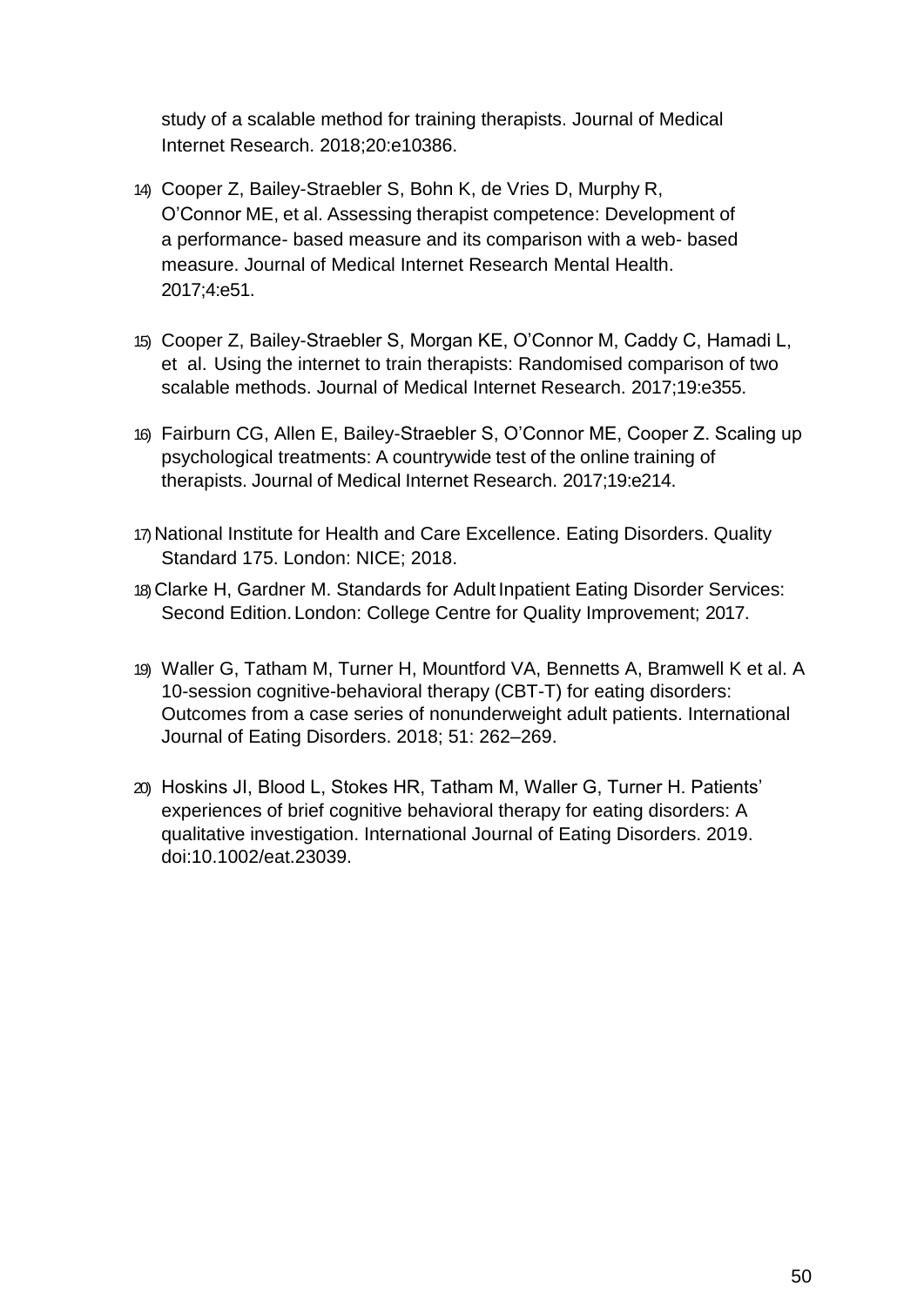study of a scalable method for training therapists. Journal of Medical Internet Research. 2018;20:e10386.

14) Cooper Z, Bailey-Straebler S, Bohn K, de Vries D, Murphy R, O'Connor ME, et al. Assessing therapist competence: Development of a performance- based measure and its comparison with a web- based measure. Journal of Medical Internet Research Mental Health. 2017;4:e51.

15) Cooper Z, Bailey-Straebler S, Morgan KE, O'Connor M, Caddy C, Hamadi L, et al. Using the internet to train therapists: Randomised comparison of two scalable methods. Journal of Medical Internet Research. 2017;19:e355.

16) Fairburn CG, Allen E, Bailey-Straebler S, O'Connor ME, Cooper Z. Scaling up psychological treatments: A countrywide test of the online training of therapists. Journal of Medical Internet Research. 2017;19:e214.

17) National Institute for Health and Care Excellence. Eating Disorders. Quality Standard 175. London: NICE; 2018.

18) Clarke H, Gardner M. Standards for Adult Inpatient Eating Disorder Services: Second Edition. London: College Centre for Quality Improvement; 2017.

19) Waller G, Tatham M, Turner H, Mountford VA, Bennetts A, Bramwell K et al. A 10-session cognitive-behavioral therapy (CBT-T) for eating disorders: Outcomes from a case series of nonunderweight adult patients. International Journal of Eating Disorders. 2018; 51: 262–269.

20) Hoskins JI, Blood L, Stokes HR, Tatham M, Waller G, Turner H. Patients' experiences of brief cognitive behavioral therapy for eating disorders: A qualitative investigation. International Journal of Eating Disorders. 2019. doi:10.1002/eat.23039.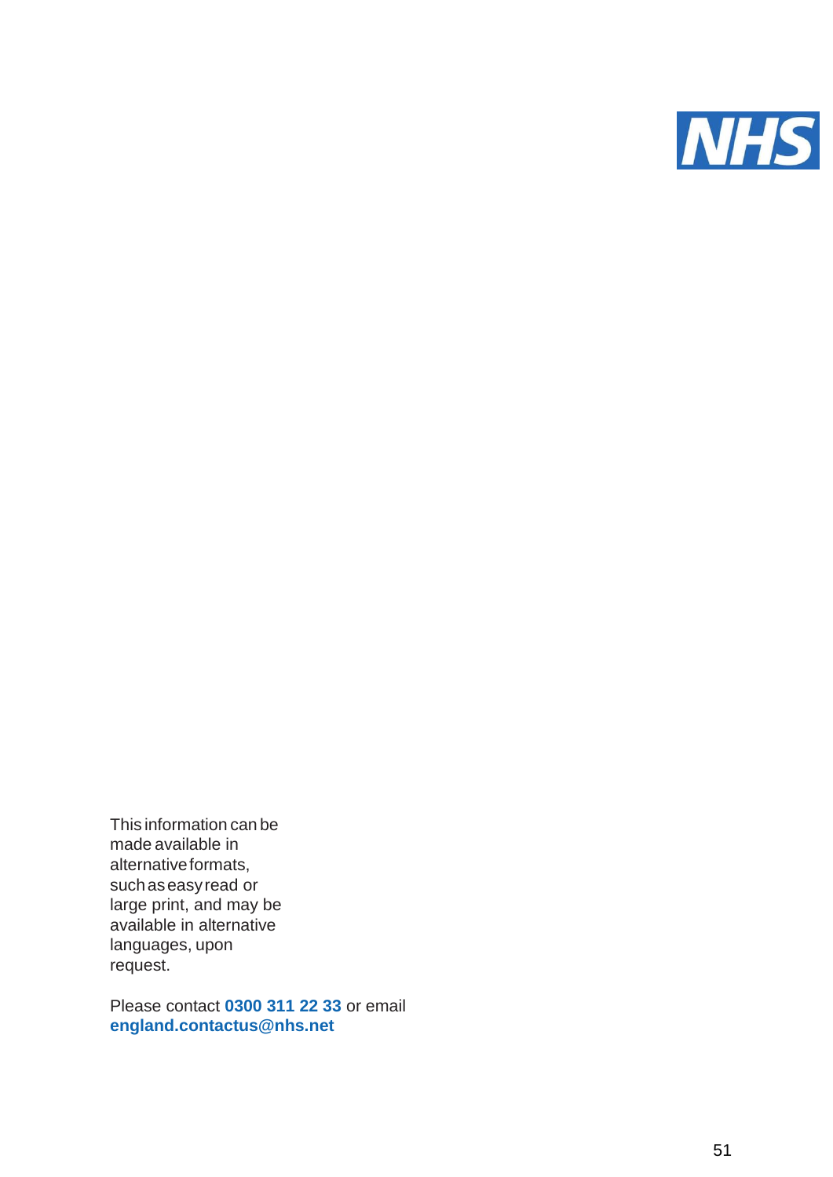NHS

This information can be made available in alternative formats, such as easy read or large print, and may be available in alternative languages, upon request.

Please contact **0300 311 22 33** or email **england.contactus@nhs.net**